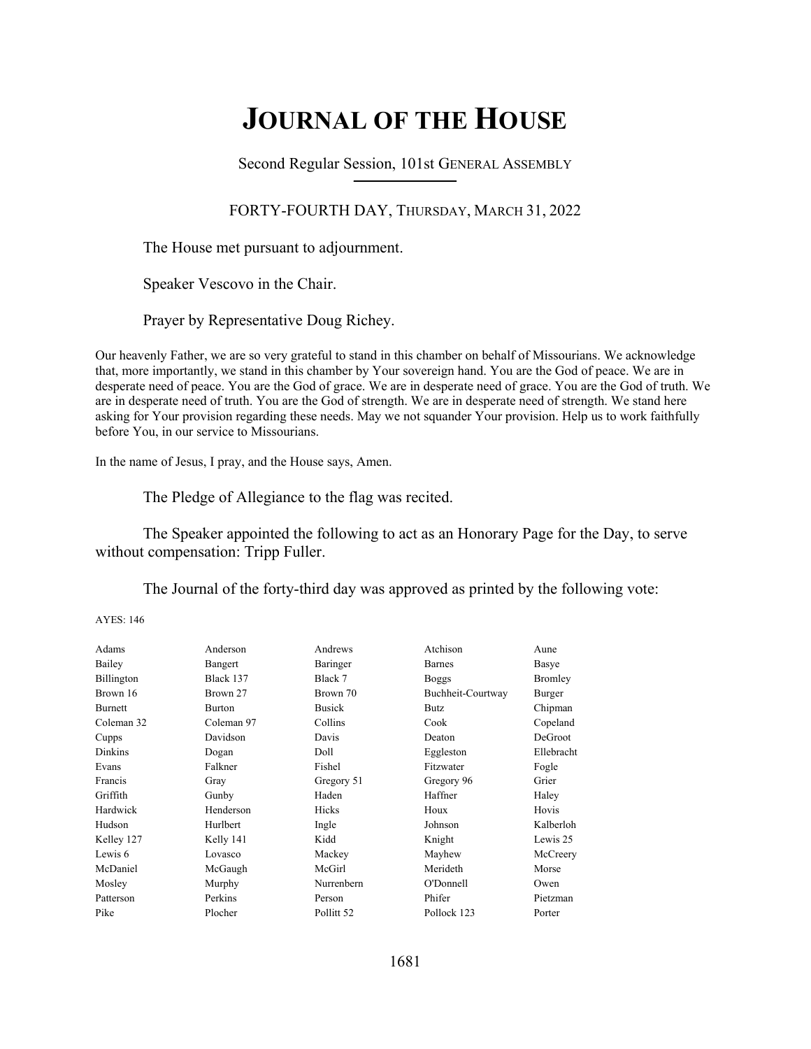# JOURNAL OF THE HOUSE

Second Regular Session, 101st GENERAL ASSEMBLY

FORTY-FOURTH DAY, THURSDAY, MARCH 31, 2022

The House met pursuant to adjournment.

Speaker Vescovo in the Chair.

Prayer by Representative Doug Richey.

Our heavenly Father, we are so very grateful to stand in this chamber on behalf of Missourians. We acknowledge that, more importantly, we stand in this chamber by Your sovereign hand. You are the God of peace. We are in desperate need of peace. You are the God of grace. We are in desperate need of grace. You are the God of truth. We are in desperate need of truth. You are the God of strength. We are in desperate need of strength. We stand here asking for Your provision regarding these needs. May we not squander Your provision. Help us to work faithfully before You, in our service to Missourians.

In the name of Jesus, I pray, and the House says, Amen.

The Pledge of Allegiance to the flag was recited.

The Speaker appointed the following to act as an Honorary Page for the Day, to serve without compensation: Tripp Fuller.

The Journal of the forty-third day was approved as printed by the following vote:

AYES: 146

| | | | | |
|---|---|---|---|---|
| Adams | Anderson | Andrews | Atchison | Aune |
| Bailey | Bangert | Baringer | Barnes | Basye |
| Billington | Black 137 | Black 7 | Boggs | Bromley |
| Brown 16 | Brown 27 | Brown 70 | Buchheit-Courtway | Burger |
| Burnett | Burton | Busick | Butz | Chipman |
| Coleman 32 | Coleman 97 | Collins | Cook | Copeland |
| Cupps | Davidson | Davis | Deaton | DeGroot |
| Dinkins | Dogan | Doll | Eggleston | Ellebracht |
| Evans | Falkner | Fishel | Fitzwater | Fogle |
| Francis | Gray | Gregory 51 | Gregory 96 | Grier |
| Griffith | Gunby | Haden | Haffner | Haley |
| Hardwick | Henderson | Hicks | Houx | Hovis |
| Hudson | Hurlbert | Ingle | Johnson | Kalberloh |
| Kelley 127 | Kelly 141 | Kidd | Knight | Lewis 25 |
| Lewis 6 | Lovasco | Mackey | Mayhew | McCreery |
| McDaniel | McGaugh | McGirl | Merideth | Morse |
| Mosley | Murphy | Nurrenbern | O'Donnell | Owen |
| Patterson | Perkins | Person | Phifer | Pietzman |
| Pike | Plocher | Pollitt 52 | Pollock 123 | Porter |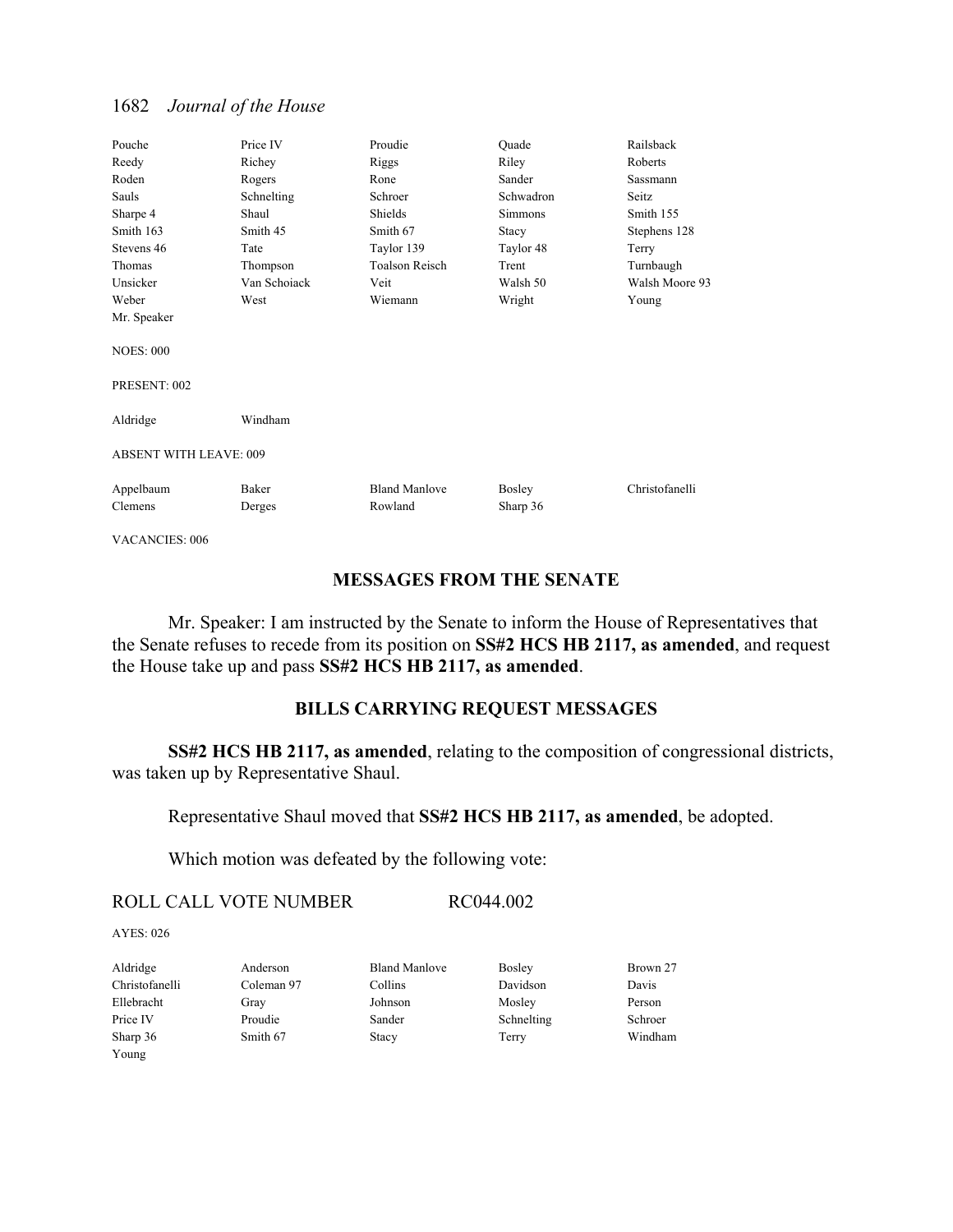| | | | | |
|---|---|---|---|---|
| Pouche | Price IV | Proudie | Quade | Railsback |
| Reedy | Richey | Riggs | Riley | Roberts |
| Roden | Rogers | Rone | Sander | Sassmann |
| Sauls | Schnelting | Schroer | Schwadron | Seitz |
| Sharpe 4 | Shaul | Shields | Simmons | Smith 155 |
| Smith 163 | Smith 45 | Smith 67 | Stacy | Stephens 128 |
| Stevens 46 | Tate | Taylor 139 | Taylor 48 | Terry |
| Thomas | Thompson | Toalson Reisch | Trent | Turnbaugh |
| Unsicker | Van Schoiack | Veit | Walsh 50 | Walsh Moore 93 |
| Weber | West | Wiemann | Wright | Young |
| Mr. Speaker | | | | |

NOES: 000

PRESENT: 002

| | |
|---|---|
| Aldridge | Windham |

ABSENT WITH LEAVE: 009

| | | | | |
|---|---|---|---|---|
| Appelbaum | Baker | Bland Manlove | Bosley | Christofanelli |
| Clemens | Derges | Rowland | Sharp 36 | |

VACANCIES: 006

## MESSAGES FROM THE SENATE

Mr. Speaker: I am instructed by the Senate to inform the House of Representatives that the Senate refuses to recede from its position on **SS#2 HCS HB 2117, as amended**, and request the House take up and pass **SS#2 HCS HB 2117, as amended**.

## BILLS CARRYING REQUEST MESSAGES

**SS#2 HCS HB 2117, as amended**, relating to the composition of congressional districts, was taken up by Representative Shaul.

Representative Shaul moved that **SS#2 HCS HB 2117, as amended**, be adopted.

Which motion was defeated by the following vote:

ROLL CALL VOTE NUMBER RC044.002

AYES: 026

| | | | | |
|---|---|---|---|---|
| Aldridge | Anderson | Bland Manlove | Bosley | Brown 27 |
| Christofanelli | Coleman 97 | Collins | Davidson | Davis |
| Ellebracht | Gray | Johnson | Mosley | Person |
| Price IV | Proudie | Sander | Schnelting | Schroer |
| Sharp 36 | Smith 67 | Stacy | Terry | Windham |
| Young | | | | |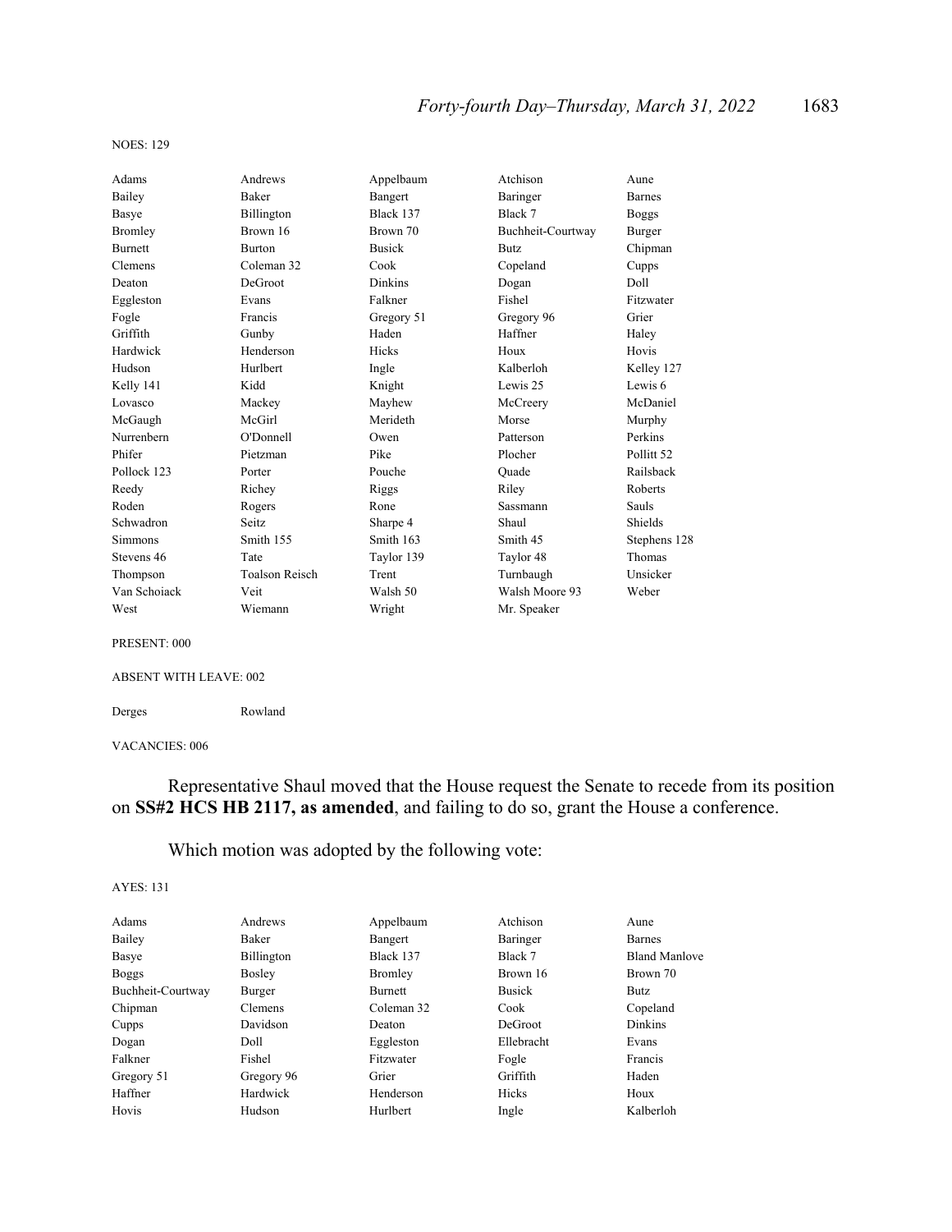NOES: 129

| | | | | |
|---|---|---|---|---|
| Adams | Andrews | Appelbaum | Atchison | Aune |
| Bailey | Baker | Bangert | Baringer | Barnes |
| Basye | Billington | Black 137 | Black 7 | Boggs |
| Bromley | Brown 16 | Brown 70 | Buchheit-Courtway | Burger |
| Burnett | Burton | Busick | Butz | Chipman |
| Clemens | Coleman 32 | Cook | Copeland | Cupps |
| Deaton | DeGroot | Dinkins | Dogan | Doll |
| Eggleston | Evans | Falkner | Fishel | Fitzwater |
| Fogle | Francis | Gregory 51 | Gregory 96 | Grier |
| Griffith | Gunby | Haden | Haffner | Haley |
| Hardwick | Henderson | Hicks | Houx | Hovis |
| Hudson | Hurlbert | Ingle | Kalberloh | Kelley 127 |
| Kelly 141 | Kidd | Knight | Lewis 25 | Lewis 6 |
| Lovasco | Mackey | Mayhew | McCreery | McDaniel |
| McGaugh | McGirl | Merideth | Morse | Murphy |
| Nurrenbern | O'Donnell | Owen | Patterson | Perkins |
| Phifer | Pietzman | Pike | Plocher | Pollitt 52 |
| Pollock 123 | Porter | Pouche | Quade | Railsback |
| Reedy | Richey | Riggs | Riley | Roberts |
| Roden | Rogers | Rone | Sassmann | Sauls |
| Schwadron | Seitz | Sharpe 4 | Shaul | Shields |
| Simmons | Smith 155 | Smith 163 | Smith 45 | Stephens 128 |
| Stevens 46 | Tate | Taylor 139 | Taylor 48 | Thomas |
| Thompson | Toalson Reisch | Trent | Turnbaugh | Unsicker |
| Van Schoiack | Veit | Walsh 50 | Walsh Moore 93 | Weber |
| West | Wiemann | Wright | Mr. Speaker | |

PRESENT: 000

ABSENT WITH LEAVE: 002

| | |
|---|---|
| Derges | Rowland |

VACANCIES: 006

Representative Shaul moved that the House request the Senate to recede from its position on **SS#2 HCS HB 2117, as amended**, and failing to do so, grant the House a conference.

Which motion was adopted by the following vote:

AYES: 131

| | | | | |
|---|---|---|---|---|
| Adams | Andrews | Appelbaum | Atchison | Aune |
| Bailey | Baker | Bangert | Baringer | Barnes |
| Basye | Billington | Black 137 | Black 7 | Bland Manlove |
| Boggs | Bosley | Bromley | Brown 16 | Brown 70 |
| Buchheit-Courtway | Burger | Burnett | Busick | Butz |
| Chipman | Clemens | Coleman 32 | Cook | Copeland |
| Cupps | Davidson | Deaton | DeGroot | Dinkins |
| Dogan | Doll | Eggleston | Ellebracht | Evans |
| Falkner | Fishel | Fitzwater | Fogle | Francis |
| Gregory 51 | Gregory 96 | Grier | Griffith | Haden |
| Haffner | Hardwick | Henderson | Hicks | Houx |
| Hovis | Hudson | Hurlbert | Ingle | Kalberloh |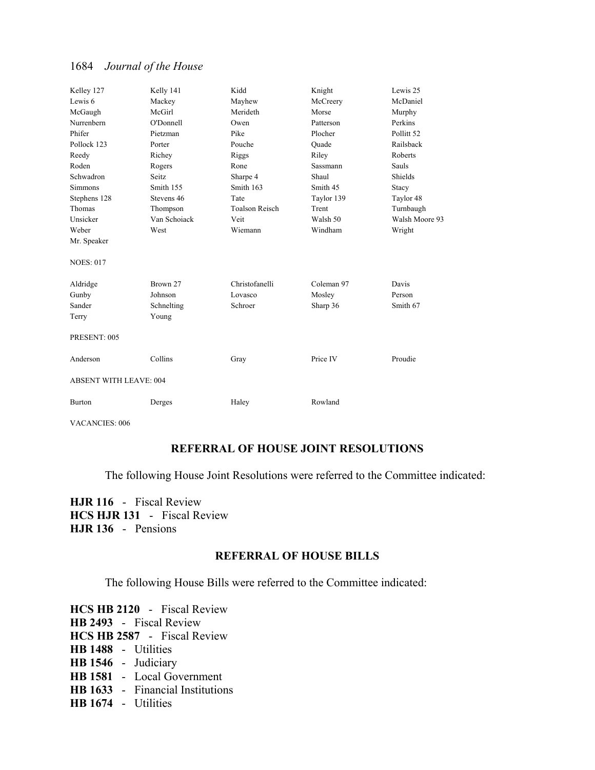| | | | | |
|---|---|---|---|---|
| Kelley 127 | Kelly 141 | Kidd | Knight | Lewis 25 |
| Lewis 6 | Mackey | Mayhew | McCreery | McDaniel |
| McGaugh | McGirl | Merideth | Morse | Murphy |
| Nurrenbern | O'Donnell | Owen | Patterson | Perkins |
| Phifer | Pietzman | Pike | Plocher | Pollitt 52 |
| Pollock 123 | Porter | Pouche | Quade | Railsback |
| Reedy | Richey | Riggs | Riley | Roberts |
| Roden | Rogers | Rone | Sassmann | Sauls |
| Schwadron | Seitz | Sharpe 4 | Shaul | Shields |
| Simmons | Smith 155 | Smith 163 | Smith 45 | Stacy |
| Stephens 128 | Stevens 46 | Tate | Taylor 139 | Taylor 48 |
| Thomas | Thompson | Toalson Reisch | Trent | Turnbaugh |
| Unsicker | Van Schoiack | Veit | Walsh 50 | Walsh Moore 93 |
| Weber | West | Wiemann | Windham | Wright |
| Mr. Speaker | | | | |

NOES: 017

| | | | | |
|---|---|---|---|---|
| Aldridge | Brown 27 | Christofanelli | Coleman 97 | Davis |
| Gunby | Johnson | Lovasco | Mosley | Person |
| Sander | Schnelting | Schroer | Sharp 36 | Smith 67 |
| Terry | Young | | | |

PRESENT: 005

| | | | | |
|---|---|---|---|---|
| Anderson | Collins | Gray | Price IV | Proudie |

ABSENT WITH LEAVE: 004

| | | | |
|---|---|---|---|
| Burton | Derges | Haley | Rowland |

VACANCIES: 006

## REFERRAL OF HOUSE JOINT RESOLUTIONS

The following House Joint Resolutions were referred to the Committee indicated:

**HJR 116** - Fiscal Review
**HCS HJR 131** - Fiscal Review
**HJR 136** - Pensions

## REFERRAL OF HOUSE BILLS

The following House Bills were referred to the Committee indicated:

**HCS HB 2120** - Fiscal Review
**HB 2493** - Fiscal Review
**HCS HB 2587** - Fiscal Review
**HB 1488** - Utilities
**HB 1546** - Judiciary
**HB 1581** - Local Government
**HB 1633** - Financial Institutions
**HB 1674** - Utilities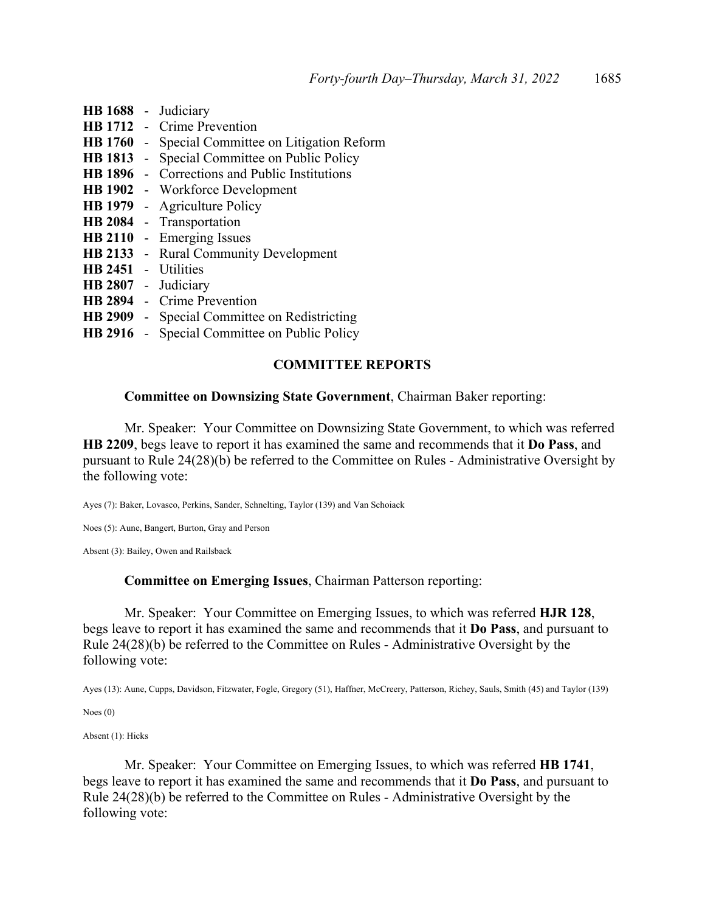**HB 1688** - Judiciary
**HB 1712** - Crime Prevention
**HB 1760** - Special Committee on Litigation Reform
**HB 1813** - Special Committee on Public Policy
**HB 1896** - Corrections and Public Institutions
**HB 1902** - Workforce Development
**HB 1979** - Agriculture Policy
**HB 2084** - Transportation
**HB 2110** - Emerging Issues
**HB 2133** - Rural Community Development
**HB 2451** - Utilities
**HB 2807** - Judiciary
**HB 2894** - Crime Prevention
**HB 2909** - Special Committee on Redistricting
**HB 2916** - Special Committee on Public Policy

## COMMITTEE REPORTS

**Committee on Downsizing State Government**, Chairman Baker reporting:

Mr. Speaker: Your Committee on Downsizing State Government, to which was referred **HB 2209**, begs leave to report it has examined the same and recommends that it **Do Pass**, and pursuant to Rule 24(28)(b) be referred to the Committee on Rules - Administrative Oversight by the following vote:

Ayes (7): Baker, Lovasco, Perkins, Sander, Schnelting, Taylor (139) and Van Schoiack

Noes (5): Aune, Bangert, Burton, Gray and Person

Absent (3): Bailey, Owen and Railsback

**Committee on Emerging Issues**, Chairman Patterson reporting:

Mr. Speaker: Your Committee on Emerging Issues, to which was referred **HJR 128**, begs leave to report it has examined the same and recommends that it **Do Pass**, and pursuant to Rule 24(28)(b) be referred to the Committee on Rules - Administrative Oversight by the following vote:

Ayes (13): Aune, Cupps, Davidson, Fitzwater, Fogle, Gregory (51), Haffner, McCreery, Patterson, Richey, Sauls, Smith (45) and Taylor (139)

Noes (0)

Absent (1): Hicks

Mr. Speaker: Your Committee on Emerging Issues, to which was referred **HB 1741**, begs leave to report it has examined the same and recommends that it **Do Pass**, and pursuant to Rule 24(28)(b) be referred to the Committee on Rules - Administrative Oversight by the following vote: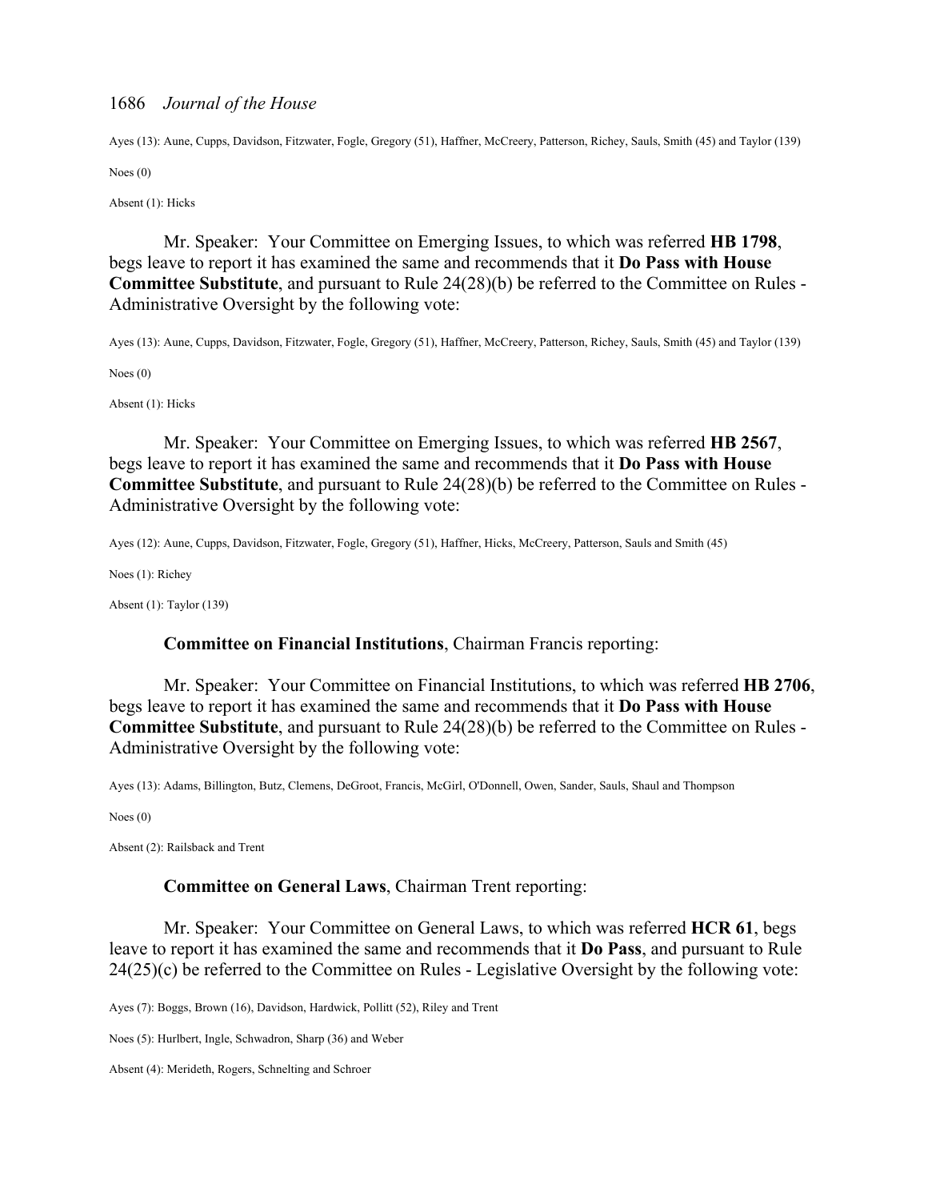Ayes (13): Aune, Cupps, Davidson, Fitzwater, Fogle, Gregory (51), Haffner, McCreery, Patterson, Richey, Sauls, Smith (45) and Taylor (139)

Noes (0)

Absent (1): Hicks

Mr. Speaker: Your Committee on Emerging Issues, to which was referred **HB 1798**, begs leave to report it has examined the same and recommends that it **Do Pass with House Committee Substitute**, and pursuant to Rule 24(28)(b) be referred to the Committee on Rules - Administrative Oversight by the following vote:

Ayes (13): Aune, Cupps, Davidson, Fitzwater, Fogle, Gregory (51), Haffner, McCreery, Patterson, Richey, Sauls, Smith (45) and Taylor (139)

Noes (0)

Absent (1): Hicks

Mr. Speaker: Your Committee on Emerging Issues, to which was referred **HB 2567**, begs leave to report it has examined the same and recommends that it **Do Pass with House Committee Substitute**, and pursuant to Rule 24(28)(b) be referred to the Committee on Rules - Administrative Oversight by the following vote:

Ayes (12): Aune, Cupps, Davidson, Fitzwater, Fogle, Gregory (51), Haffner, Hicks, McCreery, Patterson, Sauls and Smith (45)

Noes (1): Richey

Absent (1): Taylor (139)

**Committee on Financial Institutions**, Chairman Francis reporting:

Mr. Speaker: Your Committee on Financial Institutions, to which was referred **HB 2706**, begs leave to report it has examined the same and recommends that it **Do Pass with House Committee Substitute**, and pursuant to Rule 24(28)(b) be referred to the Committee on Rules - Administrative Oversight by the following vote:

Ayes (13): Adams, Billington, Butz, Clemens, DeGroot, Francis, McGirl, O'Donnell, Owen, Sander, Sauls, Shaul and Thompson

Noes (0)

Absent (2): Railsback and Trent

**Committee on General Laws**, Chairman Trent reporting:

Mr. Speaker: Your Committee on General Laws, to which was referred **HCR 61**, begs leave to report it has examined the same and recommends that it **Do Pass**, and pursuant to Rule 24(25)(c) be referred to the Committee on Rules - Legislative Oversight by the following vote:

Ayes (7): Boggs, Brown (16), Davidson, Hardwick, Pollitt (52), Riley and Trent

Noes (5): Hurlbert, Ingle, Schwadron, Sharp (36) and Weber

Absent (4): Merideth, Rogers, Schnelting and Schroer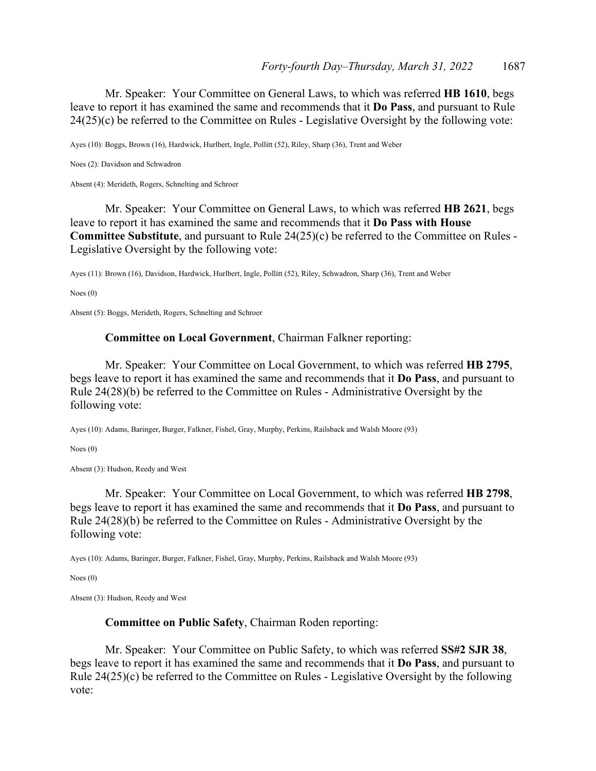Mr. Speaker: Your Committee on General Laws, to which was referred **HB 1610**, begs leave to report it has examined the same and recommends that it **Do Pass**, and pursuant to Rule 24(25)(c) be referred to the Committee on Rules - Legislative Oversight by the following vote:

Ayes (10): Boggs, Brown (16), Hardwick, Hurlbert, Ingle, Pollitt (52), Riley, Sharp (36), Trent and Weber

Noes (2): Davidson and Schwadron

Absent (4): Merideth, Rogers, Schnelting and Schroer

Mr. Speaker: Your Committee on General Laws, to which was referred **HB 2621**, begs leave to report it has examined the same and recommends that it **Do Pass with House Committee Substitute**, and pursuant to Rule 24(25)(c) be referred to the Committee on Rules - Legislative Oversight by the following vote:

Ayes (11): Brown (16), Davidson, Hardwick, Hurlbert, Ingle, Pollitt (52), Riley, Schwadron, Sharp (36), Trent and Weber

Noes (0)

Absent (5): Boggs, Merideth, Rogers, Schnelting and Schroer

**Committee on Local Government**, Chairman Falkner reporting:

Mr. Speaker: Your Committee on Local Government, to which was referred **HB 2795**, begs leave to report it has examined the same and recommends that it **Do Pass**, and pursuant to Rule 24(28)(b) be referred to the Committee on Rules - Administrative Oversight by the following vote:

Ayes (10): Adams, Baringer, Burger, Falkner, Fishel, Gray, Murphy, Perkins, Railsback and Walsh Moore (93)

Noes (0)

Absent (3): Hudson, Reedy and West

Mr. Speaker: Your Committee on Local Government, to which was referred **HB 2798**, begs leave to report it has examined the same and recommends that it **Do Pass**, and pursuant to Rule 24(28)(b) be referred to the Committee on Rules - Administrative Oversight by the following vote:

Ayes (10): Adams, Baringer, Burger, Falkner, Fishel, Gray, Murphy, Perkins, Railsback and Walsh Moore (93)

Noes (0)

Absent (3): Hudson, Reedy and West

**Committee on Public Safety**, Chairman Roden reporting:

Mr. Speaker: Your Committee on Public Safety, to which was referred **SS#2 SJR 38**, begs leave to report it has examined the same and recommends that it **Do Pass**, and pursuant to Rule 24(25)(c) be referred to the Committee on Rules - Legislative Oversight by the following vote: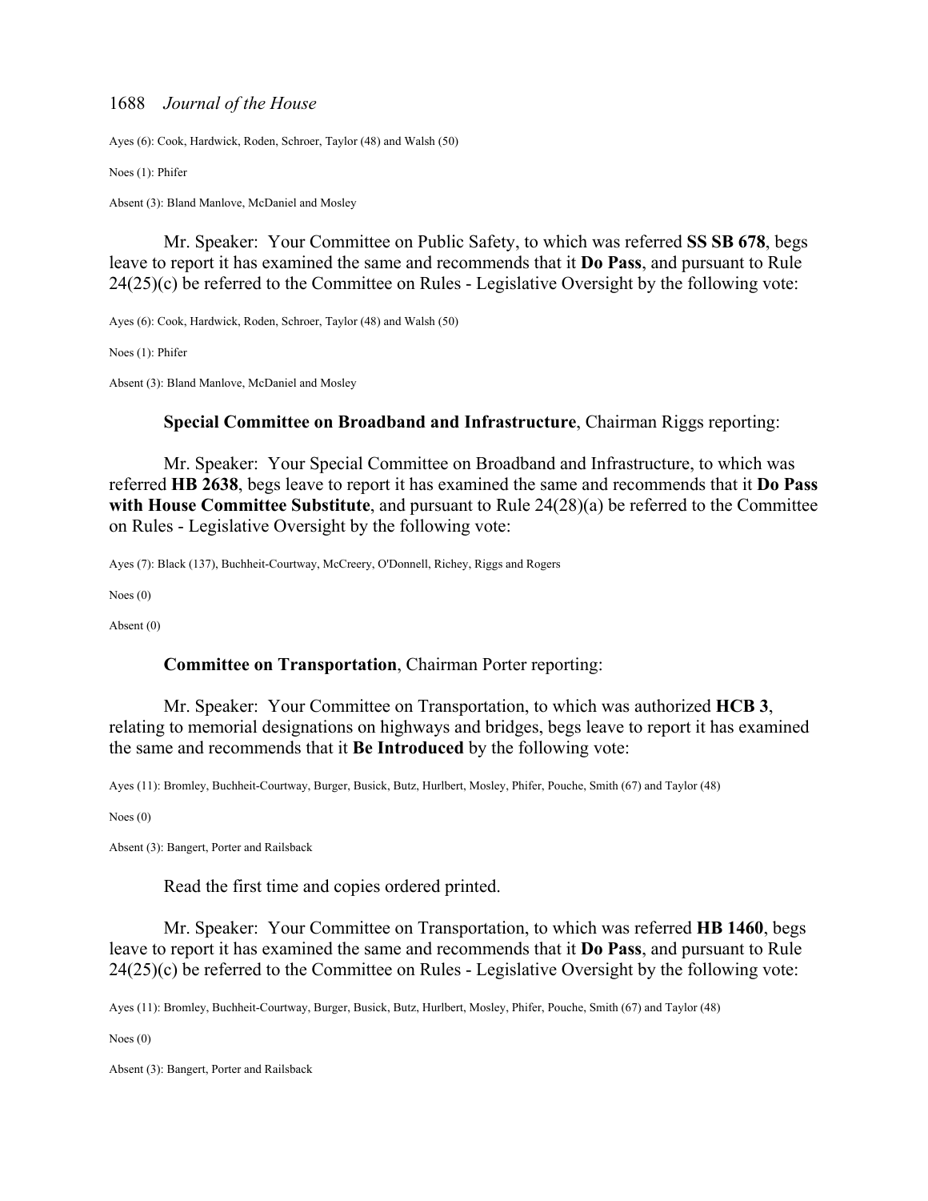Ayes (6): Cook, Hardwick, Roden, Schroer, Taylor (48) and Walsh (50)

Noes (1): Phifer

Absent (3): Bland Manlove, McDaniel and Mosley

Mr. Speaker: Your Committee on Public Safety, to which was referred **SS SB 678**, begs leave to report it has examined the same and recommends that it **Do Pass**, and pursuant to Rule 24(25)(c) be referred to the Committee on Rules - Legislative Oversight by the following vote:

Ayes (6): Cook, Hardwick, Roden, Schroer, Taylor (48) and Walsh (50)

Noes (1): Phifer

Absent (3): Bland Manlove, McDaniel and Mosley

**Special Committee on Broadband and Infrastructure**, Chairman Riggs reporting:

Mr. Speaker: Your Special Committee on Broadband and Infrastructure, to which was referred **HB 2638**, begs leave to report it has examined the same and recommends that it **Do Pass with House Committee Substitute**, and pursuant to Rule 24(28)(a) be referred to the Committee on Rules - Legislative Oversight by the following vote:

Ayes (7): Black (137), Buchheit-Courtway, McCreery, O'Donnell, Richey, Riggs and Rogers

Noes (0)

Absent (0)

**Committee on Transportation**, Chairman Porter reporting:

Mr. Speaker: Your Committee on Transportation, to which was authorized **HCB 3**, relating to memorial designations on highways and bridges, begs leave to report it has examined the same and recommends that it **Be Introduced** by the following vote:

Ayes (11): Bromley, Buchheit-Courtway, Burger, Busick, Butz, Hurlbert, Mosley, Phifer, Pouche, Smith (67) and Taylor (48)

Noes (0)

Absent (3): Bangert, Porter and Railsback

Read the first time and copies ordered printed.

Mr. Speaker: Your Committee on Transportation, to which was referred **HB 1460**, begs leave to report it has examined the same and recommends that it **Do Pass**, and pursuant to Rule 24(25)(c) be referred to the Committee on Rules - Legislative Oversight by the following vote:

Ayes (11): Bromley, Buchheit-Courtway, Burger, Busick, Butz, Hurlbert, Mosley, Phifer, Pouche, Smith (67) and Taylor (48)

Noes (0)

Absent (3): Bangert, Porter and Railsback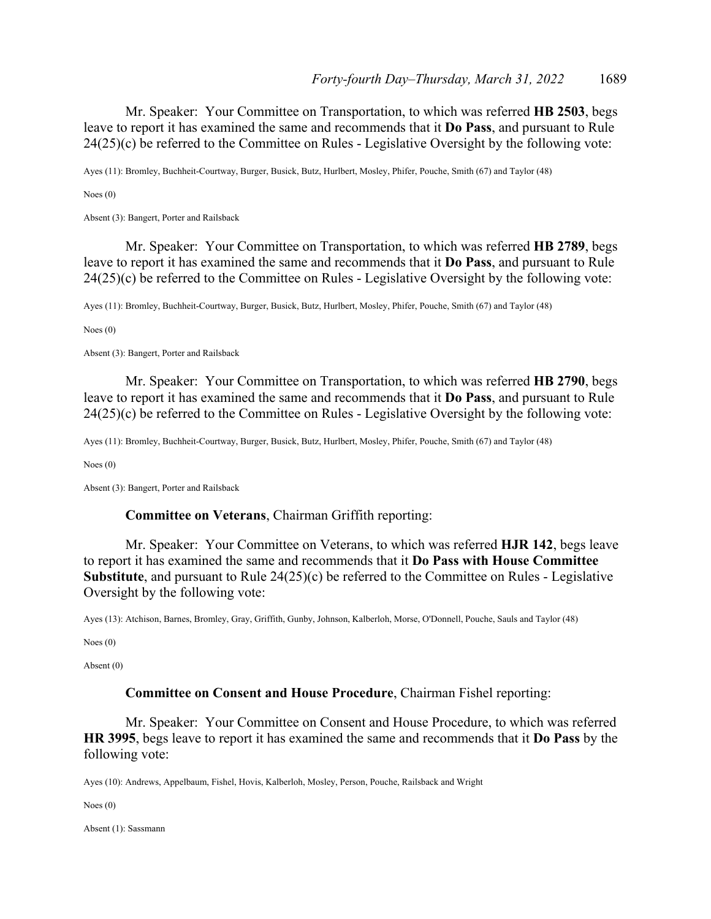Mr. Speaker: Your Committee on Transportation, to which was referred **HB 2503**, begs leave to report it has examined the same and recommends that it **Do Pass**, and pursuant to Rule 24(25)(c) be referred to the Committee on Rules - Legislative Oversight by the following vote:

Ayes (11): Bromley, Buchheit-Courtway, Burger, Busick, Butz, Hurlbert, Mosley, Phifer, Pouche, Smith (67) and Taylor (48)

Noes (0)

Absent (3): Bangert, Porter and Railsback

Mr. Speaker: Your Committee on Transportation, to which was referred **HB 2789**, begs leave to report it has examined the same and recommends that it **Do Pass**, and pursuant to Rule 24(25)(c) be referred to the Committee on Rules - Legislative Oversight by the following vote:

Ayes (11): Bromley, Buchheit-Courtway, Burger, Busick, Butz, Hurlbert, Mosley, Phifer, Pouche, Smith (67) and Taylor (48)

Noes (0)

Absent (3): Bangert, Porter and Railsback

Mr. Speaker: Your Committee on Transportation, to which was referred **HB 2790**, begs leave to report it has examined the same and recommends that it **Do Pass**, and pursuant to Rule 24(25)(c) be referred to the Committee on Rules - Legislative Oversight by the following vote:

Ayes (11): Bromley, Buchheit-Courtway, Burger, Busick, Butz, Hurlbert, Mosley, Phifer, Pouche, Smith (67) and Taylor (48)

Noes (0)

Absent (3): Bangert, Porter and Railsback

**Committee on Veterans**, Chairman Griffith reporting:

Mr. Speaker: Your Committee on Veterans, to which was referred **HJR 142**, begs leave to report it has examined the same and recommends that it **Do Pass with House Committee Substitute**, and pursuant to Rule 24(25)(c) be referred to the Committee on Rules - Legislative Oversight by the following vote:

Ayes (13): Atchison, Barnes, Bromley, Gray, Griffith, Gunby, Johnson, Kalberloh, Morse, O'Donnell, Pouche, Sauls and Taylor (48)

Noes (0)

Absent (0)

**Committee on Consent and House Procedure**, Chairman Fishel reporting:

Mr. Speaker: Your Committee on Consent and House Procedure, to which was referred **HR 3995**, begs leave to report it has examined the same and recommends that it **Do Pass** by the following vote:

Ayes (10): Andrews, Appelbaum, Fishel, Hovis, Kalberloh, Mosley, Person, Pouche, Railsback and Wright

Noes (0)

Absent (1): Sassmann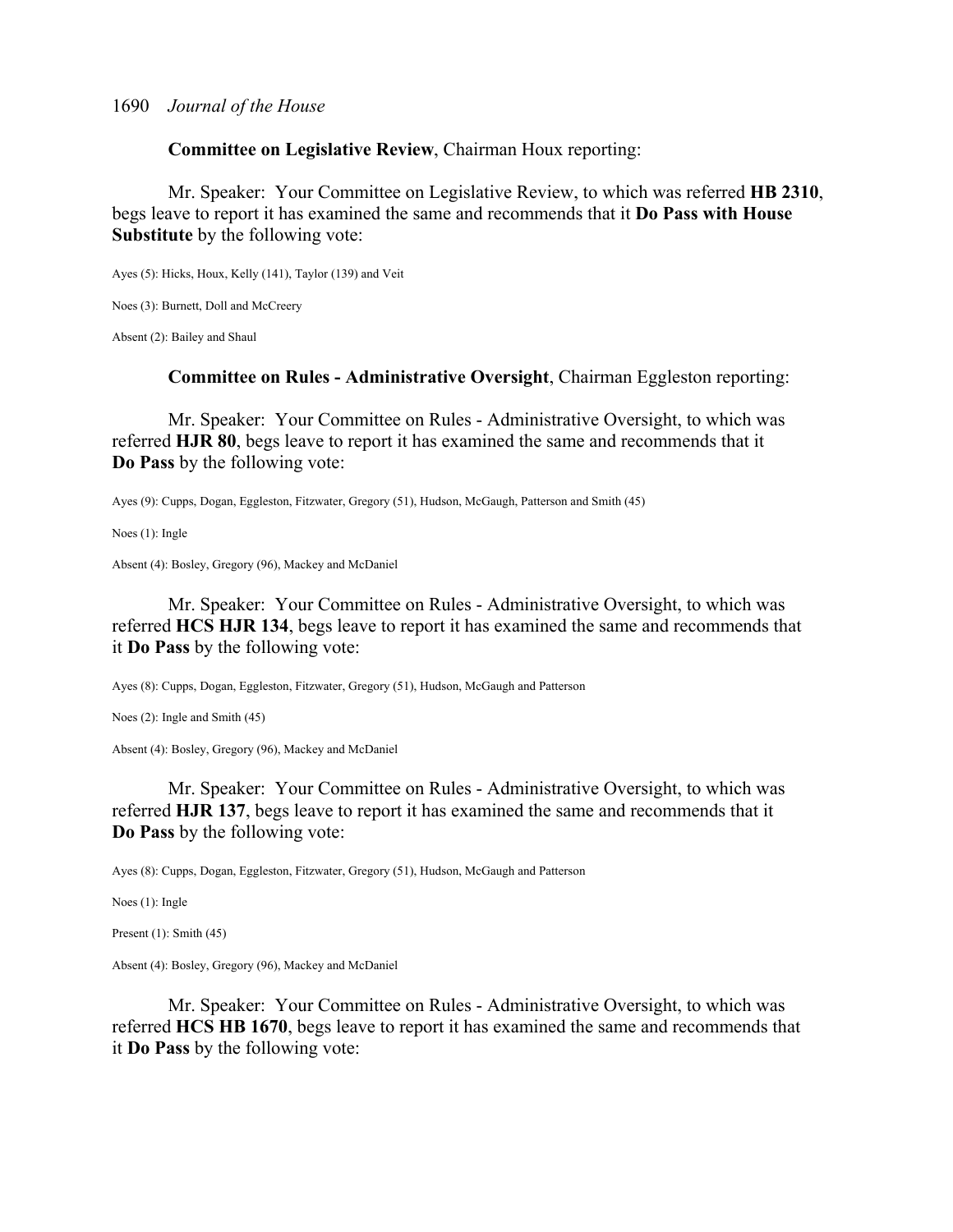**Committee on Legislative Review**, Chairman Houx reporting:

Mr. Speaker: Your Committee on Legislative Review, to which was referred **HB 2310**, begs leave to report it has examined the same and recommends that it **Do Pass with House Substitute** by the following vote:

Ayes (5): Hicks, Houx, Kelly (141), Taylor (139) and Veit

Noes (3): Burnett, Doll and McCreery

Absent (2): Bailey and Shaul

**Committee on Rules - Administrative Oversight**, Chairman Eggleston reporting:

Mr. Speaker: Your Committee on Rules - Administrative Oversight, to which was referred **HJR 80**, begs leave to report it has examined the same and recommends that it **Do Pass** by the following vote:

Ayes (9): Cupps, Dogan, Eggleston, Fitzwater, Gregory (51), Hudson, McGaugh, Patterson and Smith (45)

Noes (1): Ingle

Absent (4): Bosley, Gregory (96), Mackey and McDaniel

Mr. Speaker: Your Committee on Rules - Administrative Oversight, to which was referred **HCS HJR 134**, begs leave to report it has examined the same and recommends that it **Do Pass** by the following vote:

Ayes (8): Cupps, Dogan, Eggleston, Fitzwater, Gregory (51), Hudson, McGaugh and Patterson

Noes (2): Ingle and Smith (45)

Absent (4): Bosley, Gregory (96), Mackey and McDaniel

Mr. Speaker: Your Committee on Rules - Administrative Oversight, to which was referred **HJR 137**, begs leave to report it has examined the same and recommends that it **Do Pass** by the following vote:

Ayes (8): Cupps, Dogan, Eggleston, Fitzwater, Gregory (51), Hudson, McGaugh and Patterson

Noes (1): Ingle

Present (1): Smith (45)

Absent (4): Bosley, Gregory (96), Mackey and McDaniel

Mr. Speaker: Your Committee on Rules - Administrative Oversight, to which was referred **HCS HB 1670**, begs leave to report it has examined the same and recommends that it **Do Pass** by the following vote: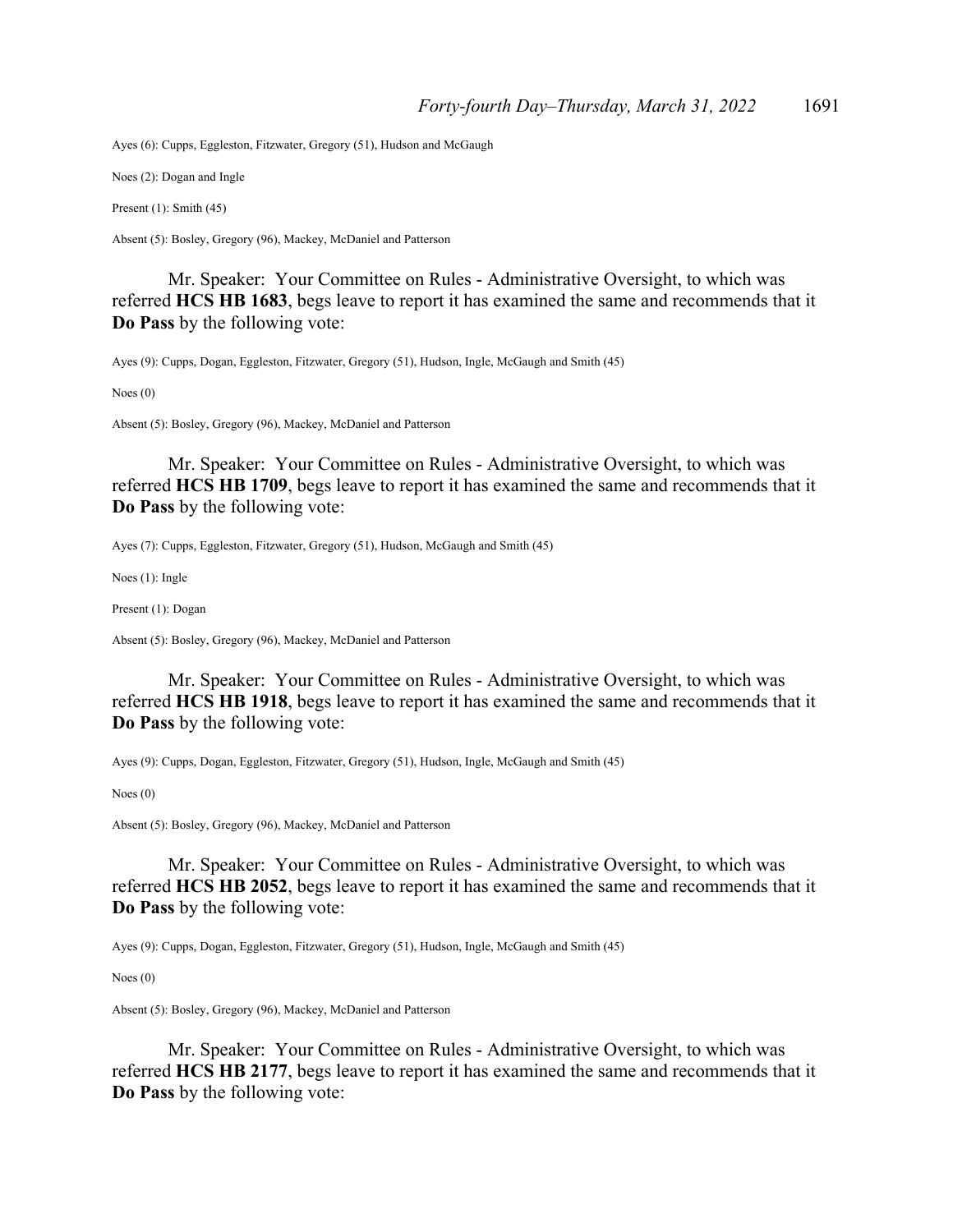Ayes (6): Cupps, Eggleston, Fitzwater, Gregory (51), Hudson and McGaugh

Noes (2): Dogan and Ingle

Present (1): Smith (45)

Absent (5): Bosley, Gregory (96), Mackey, McDaniel and Patterson

Mr. Speaker: Your Committee on Rules - Administrative Oversight, to which was referred **HCS HB 1683**, begs leave to report it has examined the same and recommends that it **Do Pass** by the following vote:

Ayes (9): Cupps, Dogan, Eggleston, Fitzwater, Gregory (51), Hudson, Ingle, McGaugh and Smith (45)

Noes (0)

Absent (5): Bosley, Gregory (96), Mackey, McDaniel and Patterson

Mr. Speaker: Your Committee on Rules - Administrative Oversight, to which was referred **HCS HB 1709**, begs leave to report it has examined the same and recommends that it **Do Pass** by the following vote:

Ayes (7): Cupps, Eggleston, Fitzwater, Gregory (51), Hudson, McGaugh and Smith (45)

Noes (1): Ingle

Present (1): Dogan

Absent (5): Bosley, Gregory (96), Mackey, McDaniel and Patterson

Mr. Speaker: Your Committee on Rules - Administrative Oversight, to which was referred **HCS HB 1918**, begs leave to report it has examined the same and recommends that it **Do Pass** by the following vote:

Ayes (9): Cupps, Dogan, Eggleston, Fitzwater, Gregory (51), Hudson, Ingle, McGaugh and Smith (45)

Noes (0)

Absent (5): Bosley, Gregory (96), Mackey, McDaniel and Patterson

Mr. Speaker: Your Committee on Rules - Administrative Oversight, to which was referred **HCS HB 2052**, begs leave to report it has examined the same and recommends that it **Do Pass** by the following vote:

Ayes (9): Cupps, Dogan, Eggleston, Fitzwater, Gregory (51), Hudson, Ingle, McGaugh and Smith (45)

Noes (0)

Absent (5): Bosley, Gregory (96), Mackey, McDaniel and Patterson

Mr. Speaker: Your Committee on Rules - Administrative Oversight, to which was referred **HCS HB 2177**, begs leave to report it has examined the same and recommends that it **Do Pass** by the following vote: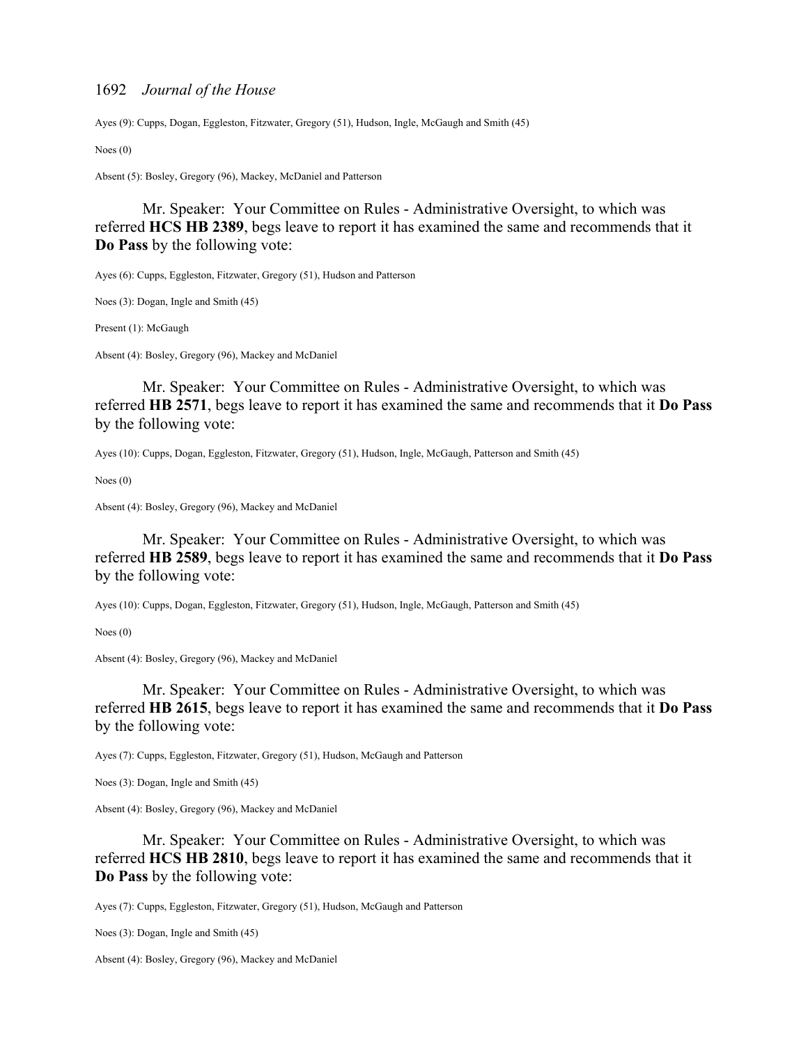Ayes (9): Cupps, Dogan, Eggleston, Fitzwater, Gregory (51), Hudson, Ingle, McGaugh and Smith (45)

Noes (0)

Absent (5): Bosley, Gregory (96), Mackey, McDaniel and Patterson

Mr. Speaker: Your Committee on Rules - Administrative Oversight, to which was referred **HCS HB 2389**, begs leave to report it has examined the same and recommends that it **Do Pass** by the following vote:

Ayes (6): Cupps, Eggleston, Fitzwater, Gregory (51), Hudson and Patterson

Noes (3): Dogan, Ingle and Smith (45)

Present (1): McGaugh

Absent (4): Bosley, Gregory (96), Mackey and McDaniel

Mr. Speaker: Your Committee on Rules - Administrative Oversight, to which was referred **HB 2571**, begs leave to report it has examined the same and recommends that it **Do Pass** by the following vote:

Ayes (10): Cupps, Dogan, Eggleston, Fitzwater, Gregory (51), Hudson, Ingle, McGaugh, Patterson and Smith (45)

Noes (0)

Absent (4): Bosley, Gregory (96), Mackey and McDaniel

Mr. Speaker: Your Committee on Rules - Administrative Oversight, to which was referred **HB 2589**, begs leave to report it has examined the same and recommends that it **Do Pass** by the following vote:

Ayes (10): Cupps, Dogan, Eggleston, Fitzwater, Gregory (51), Hudson, Ingle, McGaugh, Patterson and Smith (45)

Noes (0)

Absent (4): Bosley, Gregory (96), Mackey and McDaniel

Mr. Speaker: Your Committee on Rules - Administrative Oversight, to which was referred **HB 2615**, begs leave to report it has examined the same and recommends that it **Do Pass** by the following vote:

Ayes (7): Cupps, Eggleston, Fitzwater, Gregory (51), Hudson, McGaugh and Patterson

Noes (3): Dogan, Ingle and Smith (45)

Absent (4): Bosley, Gregory (96), Mackey and McDaniel

Mr. Speaker: Your Committee on Rules - Administrative Oversight, to which was referred **HCS HB 2810**, begs leave to report it has examined the same and recommends that it **Do Pass** by the following vote:

Ayes (7): Cupps, Eggleston, Fitzwater, Gregory (51), Hudson, McGaugh and Patterson

Noes (3): Dogan, Ingle and Smith (45)

Absent (4): Bosley, Gregory (96), Mackey and McDaniel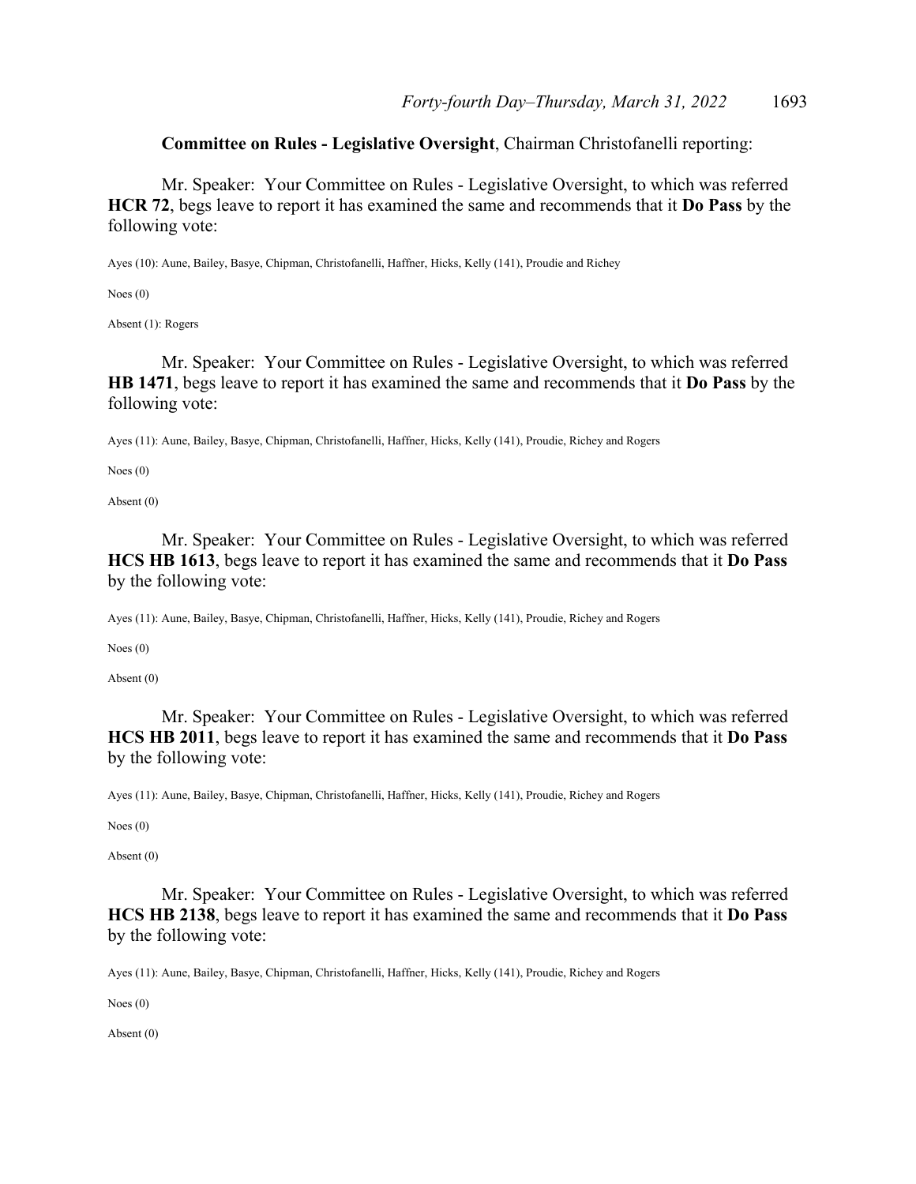**Committee on Rules - Legislative Oversight**, Chairman Christofanelli reporting:

Mr. Speaker: Your Committee on Rules - Legislative Oversight, to which was referred **HCR 72**, begs leave to report it has examined the same and recommends that it **Do Pass** by the following vote:

Ayes (10): Aune, Bailey, Basye, Chipman, Christofanelli, Haffner, Hicks, Kelly (141), Proudie and Richey

Noes (0)

Absent (1): Rogers

Mr. Speaker: Your Committee on Rules - Legislative Oversight, to which was referred **HB 1471**, begs leave to report it has examined the same and recommends that it **Do Pass** by the following vote:

Ayes (11): Aune, Bailey, Basye, Chipman, Christofanelli, Haffner, Hicks, Kelly (141), Proudie, Richey and Rogers

Noes (0)

Absent (0)

Mr. Speaker: Your Committee on Rules - Legislative Oversight, to which was referred **HCS HB 1613**, begs leave to report it has examined the same and recommends that it **Do Pass** by the following vote:

Ayes (11): Aune, Bailey, Basye, Chipman, Christofanelli, Haffner, Hicks, Kelly (141), Proudie, Richey and Rogers

Noes (0)

Absent (0)

Mr. Speaker: Your Committee on Rules - Legislative Oversight, to which was referred **HCS HB 2011**, begs leave to report it has examined the same and recommends that it **Do Pass** by the following vote:

Ayes (11): Aune, Bailey, Basye, Chipman, Christofanelli, Haffner, Hicks, Kelly (141), Proudie, Richey and Rogers

Noes (0)

Absent (0)

Mr. Speaker: Your Committee on Rules - Legislative Oversight, to which was referred **HCS HB 2138**, begs leave to report it has examined the same and recommends that it **Do Pass** by the following vote:

Ayes (11): Aune, Bailey, Basye, Chipman, Christofanelli, Haffner, Hicks, Kelly (141), Proudie, Richey and Rogers

Noes (0)

Absent (0)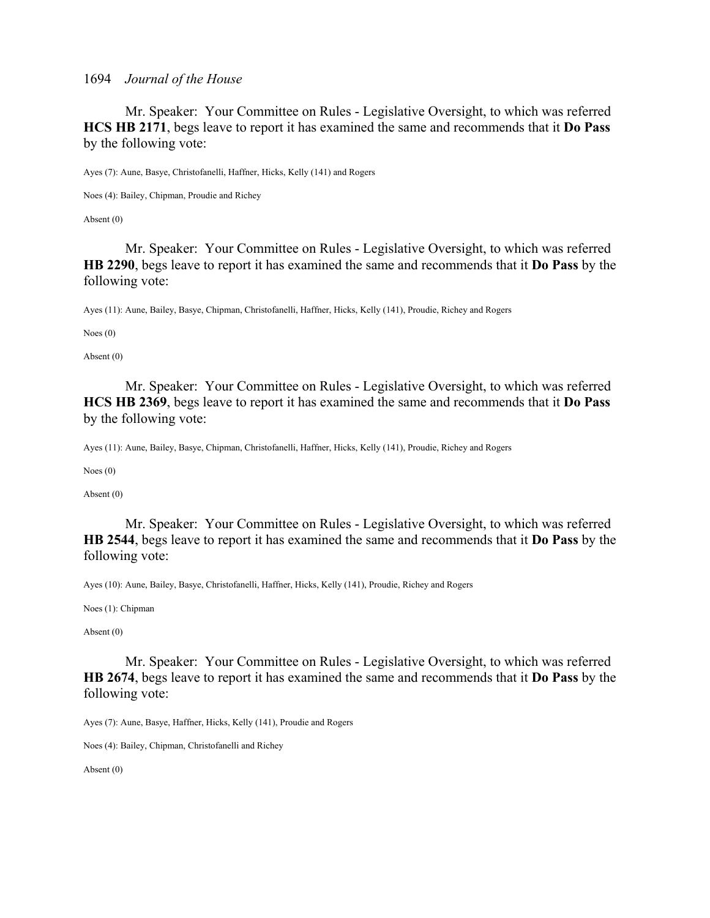Mr. Speaker: Your Committee on Rules - Legislative Oversight, to which was referred **HCS HB 2171**, begs leave to report it has examined the same and recommends that it **Do Pass** by the following vote:

Ayes (7): Aune, Basye, Christofanelli, Haffner, Hicks, Kelly (141) and Rogers

Noes (4): Bailey, Chipman, Proudie and Richey

Absent (0)

Mr. Speaker: Your Committee on Rules - Legislative Oversight, to which was referred **HB 2290**, begs leave to report it has examined the same and recommends that it **Do Pass** by the following vote:

Ayes (11): Aune, Bailey, Basye, Chipman, Christofanelli, Haffner, Hicks, Kelly (141), Proudie, Richey and Rogers

Noes (0)

Absent (0)

Mr. Speaker: Your Committee on Rules - Legislative Oversight, to which was referred **HCS HB 2369**, begs leave to report it has examined the same and recommends that it **Do Pass** by the following vote:

Ayes (11): Aune, Bailey, Basye, Chipman, Christofanelli, Haffner, Hicks, Kelly (141), Proudie, Richey and Rogers

Noes (0)

Absent (0)

Mr. Speaker: Your Committee on Rules - Legislative Oversight, to which was referred **HB 2544**, begs leave to report it has examined the same and recommends that it **Do Pass** by the following vote:

Ayes (10): Aune, Bailey, Basye, Christofanelli, Haffner, Hicks, Kelly (141), Proudie, Richey and Rogers

Noes (1): Chipman

Absent (0)

Mr. Speaker: Your Committee on Rules - Legislative Oversight, to which was referred **HB 2674**, begs leave to report it has examined the same and recommends that it **Do Pass** by the following vote:

Ayes (7): Aune, Basye, Haffner, Hicks, Kelly (141), Proudie and Rogers

Noes (4): Bailey, Chipman, Christofanelli and Richey

Absent (0)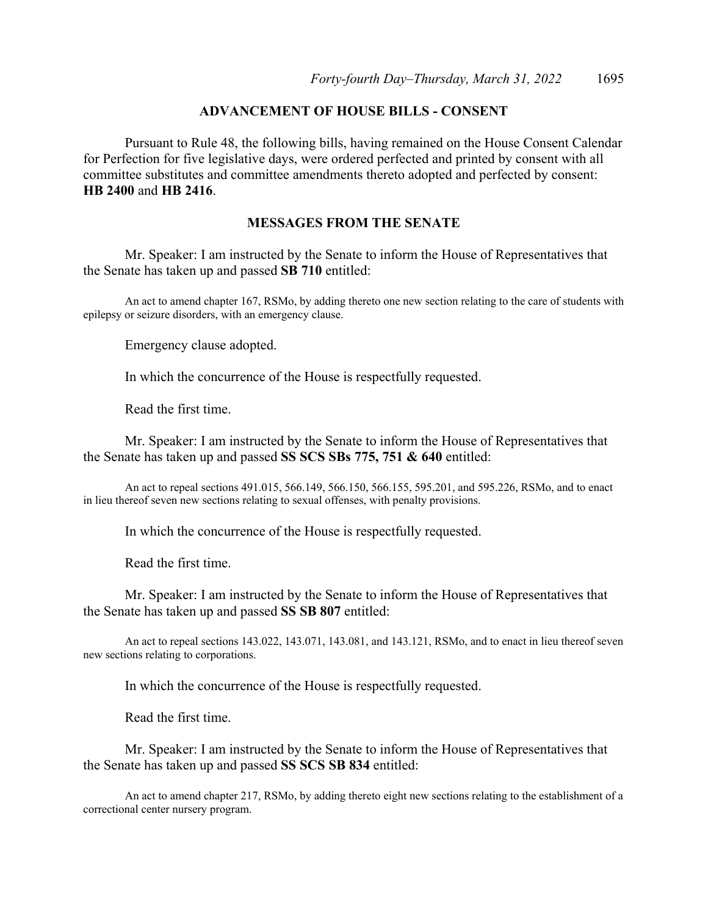## ADVANCEMENT OF HOUSE BILLS - CONSENT

Pursuant to Rule 48, the following bills, having remained on the House Consent Calendar for Perfection for five legislative days, were ordered perfected and printed by consent with all committee substitutes and committee amendments thereto adopted and perfected by consent: **HB 2400** and **HB 2416**.

## MESSAGES FROM THE SENATE

Mr. Speaker: I am instructed by the Senate to inform the House of Representatives that the Senate has taken up and passed **SB 710** entitled:

An act to amend chapter 167, RSMo, by adding thereto one new section relating to the care of students with epilepsy or seizure disorders, with an emergency clause.

Emergency clause adopted.

In which the concurrence of the House is respectfully requested.

Read the first time.

Mr. Speaker: I am instructed by the Senate to inform the House of Representatives that the Senate has taken up and passed **SS SCS SBs 775, 751 & 640** entitled:

An act to repeal sections 491.015, 566.149, 566.150, 566.155, 595.201, and 595.226, RSMo, and to enact in lieu thereof seven new sections relating to sexual offenses, with penalty provisions.

In which the concurrence of the House is respectfully requested.

Read the first time.

Mr. Speaker: I am instructed by the Senate to inform the House of Representatives that the Senate has taken up and passed **SS SB 807** entitled:

An act to repeal sections 143.022, 143.071, 143.081, and 143.121, RSMo, and to enact in lieu thereof seven new sections relating to corporations.

In which the concurrence of the House is respectfully requested.

Read the first time.

Mr. Speaker: I am instructed by the Senate to inform the House of Representatives that the Senate has taken up and passed **SS SCS SB 834** entitled:

An act to amend chapter 217, RSMo, by adding thereto eight new sections relating to the establishment of a correctional center nursery program.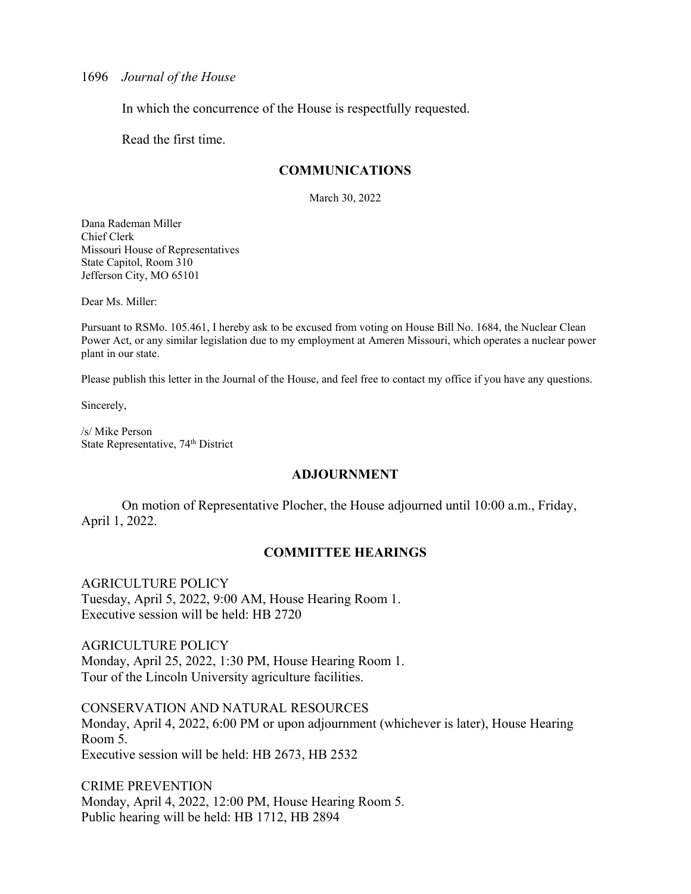In which the concurrence of the House is respectfully requested.

Read the first time.

## COMMUNICATIONS

March 30, 2022

Dana Rademan Miller
Chief Clerk
Missouri House of Representatives
State Capitol, Room 310
Jefferson City, MO 65101

Dear Ms. Miller:

Pursuant to RSMo. 105.461, I hereby ask to be excused from voting on House Bill No. 1684, the Nuclear Clean Power Act, or any similar legislation due to my employment at Ameren Missouri, which operates a nuclear power plant in our state.

Please publish this letter in the Journal of the House, and feel free to contact my office if you have any questions.

Sincerely,

/s/ Mike Person
State Representative, 74th District

## ADJOURNMENT

On motion of Representative Plocher, the House adjourned until 10:00 a.m., Friday, April 1, 2022.

## COMMITTEE HEARINGS

AGRICULTURE POLICY
Tuesday, April 5, 2022, 9:00 AM, House Hearing Room 1.
Executive session will be held: HB 2720

AGRICULTURE POLICY
Monday, April 25, 2022, 1:30 PM, House Hearing Room 1.
Tour of the Lincoln University agriculture facilities.

CONSERVATION AND NATURAL RESOURCES
Monday, April 4, 2022, 6:00 PM or upon adjournment (whichever is later), House Hearing Room 5.
Executive session will be held: HB 2673, HB 2532

CRIME PREVENTION
Monday, April 4, 2022, 12:00 PM, House Hearing Room 5.
Public hearing will be held: HB 1712, HB 2894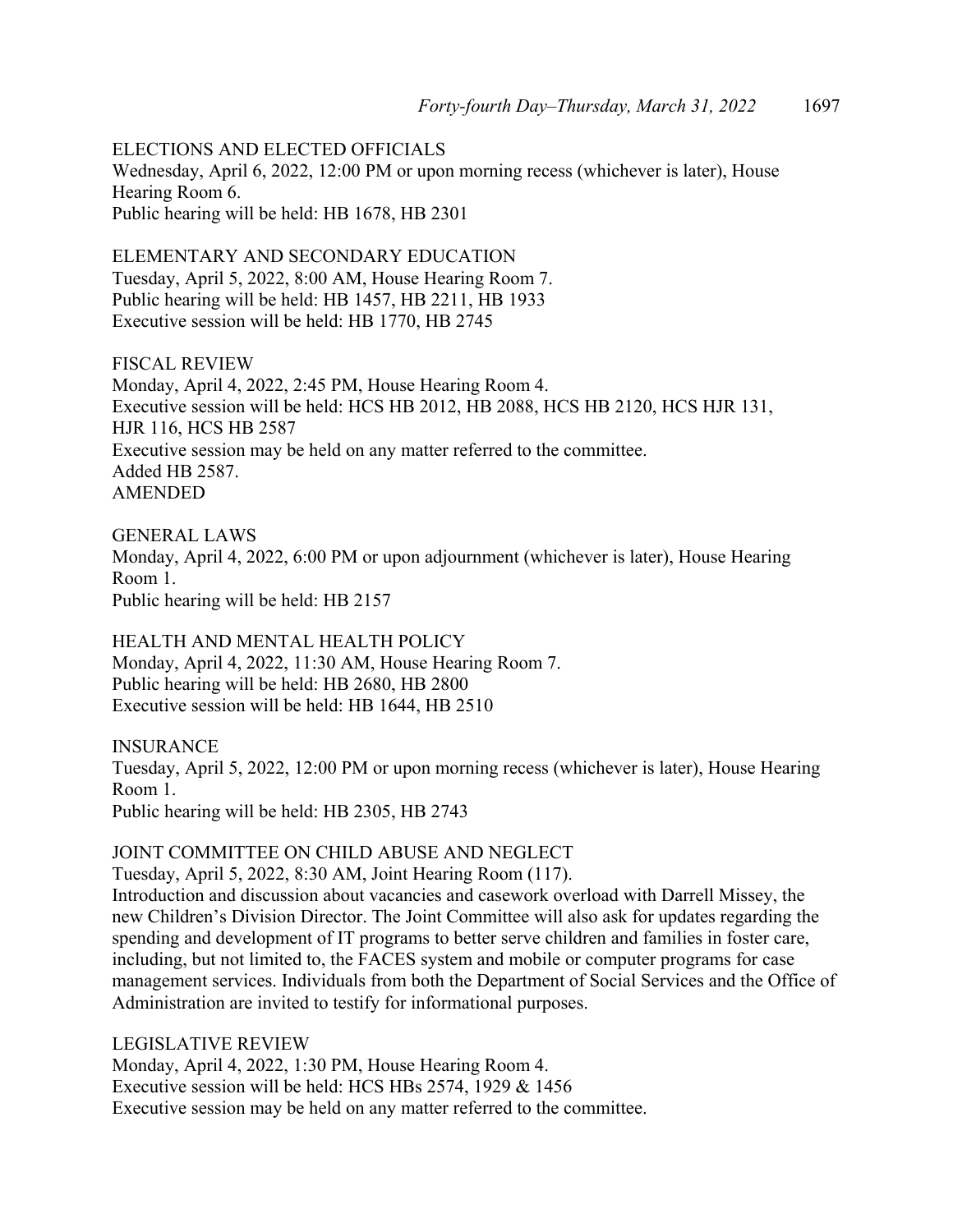ELECTIONS AND ELECTED OFFICIALS
Wednesday, April 6, 2022, 12:00 PM or upon morning recess (whichever is later), House Hearing Room 6.
Public hearing will be held: HB 1678, HB 2301

ELEMENTARY AND SECONDARY EDUCATION
Tuesday, April 5, 2022, 8:00 AM, House Hearing Room 7.
Public hearing will be held: HB 1457, HB 2211, HB 1933
Executive session will be held: HB 1770, HB 2745

FISCAL REVIEW
Monday, April 4, 2022, 2:45 PM, House Hearing Room 4.
Executive session will be held: HCS HB 2012, HB 2088, HCS HB 2120, HCS HJR 131, HJR 116, HCS HB 2587
Executive session may be held on any matter referred to the committee.
Added HB 2587.
AMENDED

GENERAL LAWS
Monday, April 4, 2022, 6:00 PM or upon adjournment (whichever is later), House Hearing Room 1.
Public hearing will be held: HB 2157

HEALTH AND MENTAL HEALTH POLICY
Monday, April 4, 2022, 11:30 AM, House Hearing Room 7.
Public hearing will be held: HB 2680, HB 2800
Executive session will be held: HB 1644, HB 2510

INSURANCE
Tuesday, April 5, 2022, 12:00 PM or upon morning recess (whichever is later), House Hearing Room 1.
Public hearing will be held: HB 2305, HB 2743

JOINT COMMITTEE ON CHILD ABUSE AND NEGLECT
Tuesday, April 5, 2022, 8:30 AM, Joint Hearing Room (117).
Introduction and discussion about vacancies and casework overload with Darrell Missey, the new Children's Division Director. The Joint Committee will also ask for updates regarding the spending and development of IT programs to better serve children and families in foster care, including, but not limited to, the FACES system and mobile or computer programs for case management services. Individuals from both the Department of Social Services and the Office of Administration are invited to testify for informational purposes.

LEGISLATIVE REVIEW
Monday, April 4, 2022, 1:30 PM, House Hearing Room 4.
Executive session will be held: HCS HBs 2574, 1929 & 1456
Executive session may be held on any matter referred to the committee.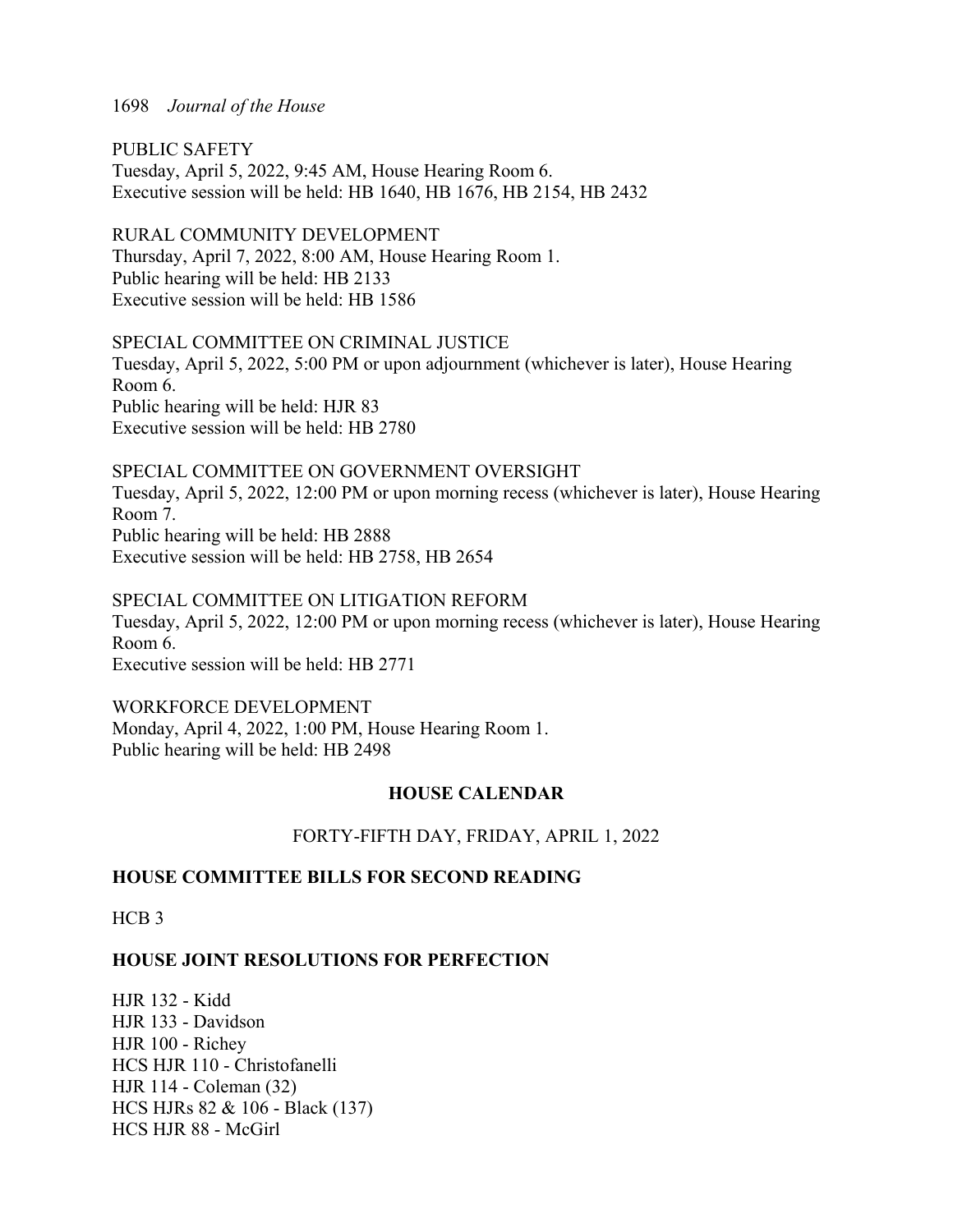PUBLIC SAFETY
Tuesday, April 5, 2022, 9:45 AM, House Hearing Room 6.
Executive session will be held: HB 1640, HB 1676, HB 2154, HB 2432

RURAL COMMUNITY DEVELOPMENT
Thursday, April 7, 2022, 8:00 AM, House Hearing Room 1.
Public hearing will be held: HB 2133
Executive session will be held: HB 1586

SPECIAL COMMITTEE ON CRIMINAL JUSTICE
Tuesday, April 5, 2022, 5:00 PM or upon adjournment (whichever is later), House Hearing Room 6.
Public hearing will be held: HJR 83
Executive session will be held: HB 2780

SPECIAL COMMITTEE ON GOVERNMENT OVERSIGHT
Tuesday, April 5, 2022, 12:00 PM or upon morning recess (whichever is later), House Hearing Room 7.
Public hearing will be held: HB 2888
Executive session will be held: HB 2758, HB 2654

SPECIAL COMMITTEE ON LITIGATION REFORM
Tuesday, April 5, 2022, 12:00 PM or upon morning recess (whichever is later), House Hearing Room 6.
Executive session will be held: HB 2771

WORKFORCE DEVELOPMENT
Monday, April 4, 2022, 1:00 PM, House Hearing Room 1.
Public hearing will be held: HB 2498

## HOUSE CALENDAR

FORTY-FIFTH DAY, FRIDAY, APRIL 1, 2022

### HOUSE COMMITTEE BILLS FOR SECOND READING

HCB 3

### HOUSE JOINT RESOLUTIONS FOR PERFECTION

HJR 132 - Kidd
HJR 133 - Davidson
HJR 100 - Richey
HCS HJR 110 - Christofanelli
HJR 114 - Coleman (32)
HCS HJRs 82 & 106 - Black (137)
HCS HJR 88 - McGirl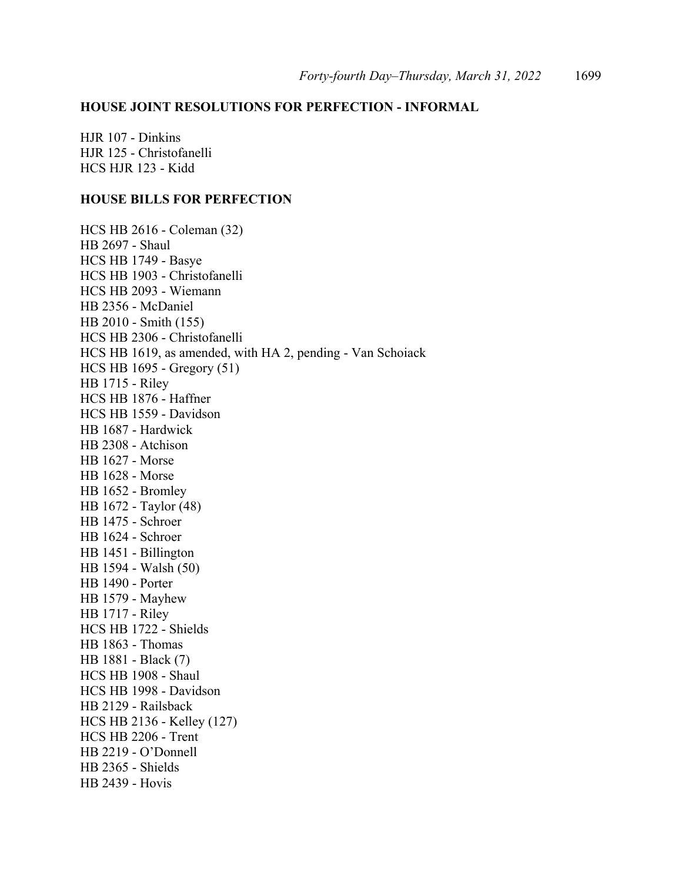## HOUSE JOINT RESOLUTIONS FOR PERFECTION - INFORMAL

HJR 107 - Dinkins
HJR 125 - Christofanelli
HCS HJR 123 - Kidd

## HOUSE BILLS FOR PERFECTION

HCS HB 2616 - Coleman (32)
HB 2697 - Shaul
HCS HB 1749 - Basye
HCS HB 1903 - Christofanelli
HCS HB 2093 - Wiemann
HB 2356 - McDaniel
HB 2010 - Smith (155)
HCS HB 2306 - Christofanelli
HCS HB 1619, as amended, with HA 2, pending - Van Schoiack
HCS HB 1695 - Gregory (51)
HB 1715 - Riley
HCS HB 1876 - Haffner
HCS HB 1559 - Davidson
HB 1687 - Hardwick
HB 2308 - Atchison
HB 1627 - Morse
HB 1628 - Morse
HB 1652 - Bromley
HB 1672 - Taylor (48)
HB 1475 - Schroer
HB 1624 - Schroer
HB 1451 - Billington
HB 1594 - Walsh (50)
HB 1490 - Porter
HB 1579 - Mayhew
HB 1717 - Riley
HCS HB 1722 - Shields
HB 1863 - Thomas
HB 1881 - Black (7)
HCS HB 1908 - Shaul
HCS HB 1998 - Davidson
HB 2129 - Railsback
HCS HB 2136 - Kelley (127)
HCS HB 2206 - Trent
HB 2219 - O'Donnell
HB 2365 - Shields
HB 2439 - Hovis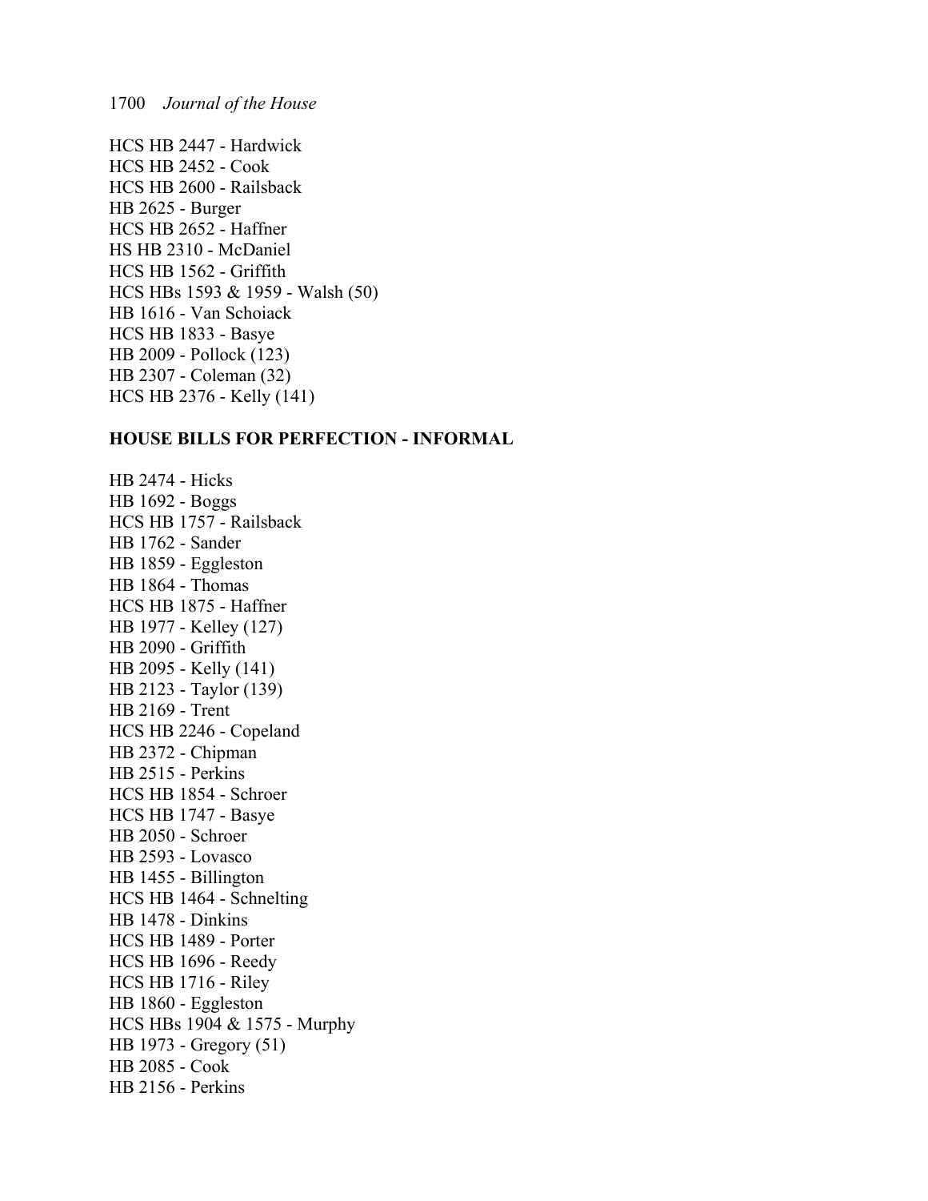HCS HB 2447 - Hardwick
HCS HB 2452 - Cook
HCS HB 2600 - Railsback
HB 2625 - Burger
HCS HB 2652 - Haffner
HS HB 2310 - McDaniel
HCS HB 1562 - Griffith
HCS HBs 1593 & 1959 - Walsh (50)
HB 1616 - Van Schoiack
HCS HB 1833 - Basye
HB 2009 - Pollock (123)
HB 2307 - Coleman (32)
HCS HB 2376 - Kelly (141)

**HOUSE BILLS FOR PERFECTION - INFORMAL**

HB 2474 - Hicks
HB 1692 - Boggs
HCS HB 1757 - Railsback
HB 1762 - Sander
HB 1859 - Eggleston
HB 1864 - Thomas
HCS HB 1875 - Haffner
HB 1977 - Kelley (127)
HB 2090 - Griffith
HB 2095 - Kelly (141)
HB 2123 - Taylor (139)
HB 2169 - Trent
HCS HB 2246 - Copeland
HB 2372 - Chipman
HB 2515 - Perkins
HCS HB 1854 - Schroer
HCS HB 1747 - Basye
HB 2050 - Schroer
HB 2593 - Lovasco
HB 1455 - Billington
HCS HB 1464 - Schnelting
HB 1478 - Dinkins
HCS HB 1489 - Porter
HCS HB 1696 - Reedy
HCS HB 1716 - Riley
HB 1860 - Eggleston
HCS HBs 1904 & 1575 - Murphy
HB 1973 - Gregory (51)
HB 2085 - Cook
HB 2156 - Perkins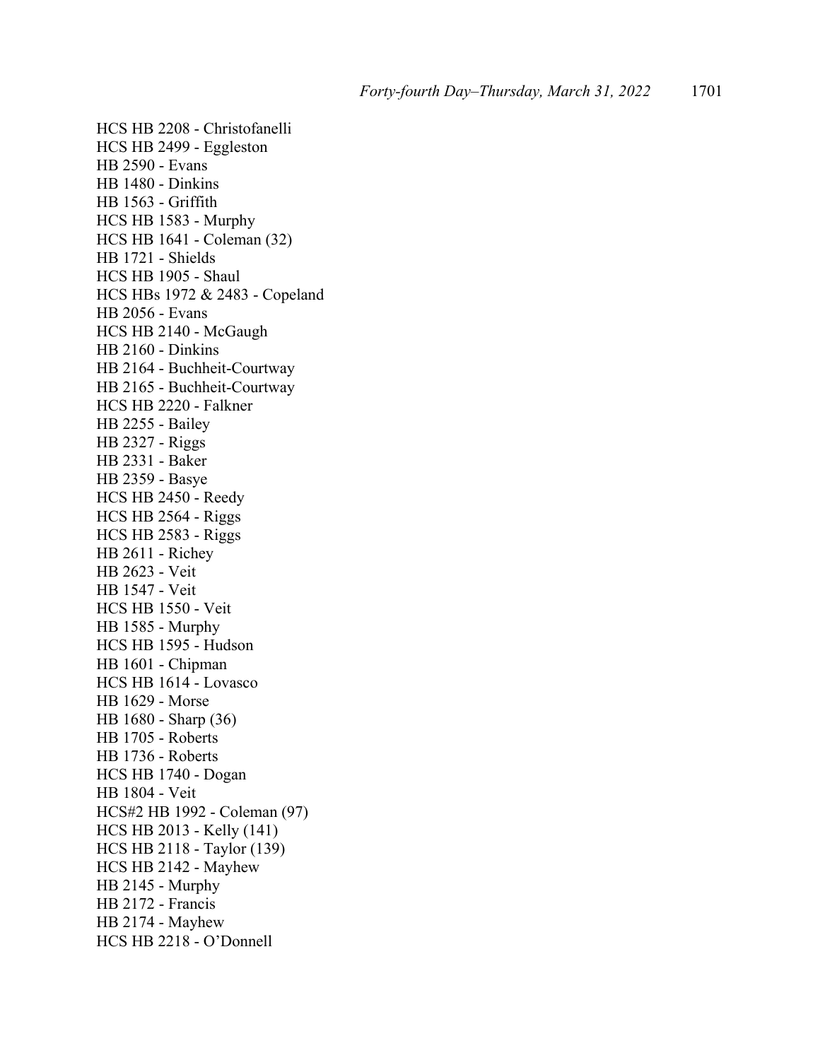HCS HB 2208 - Christofanelli
HCS HB 2499 - Eggleston
HB 2590 - Evans
HB 1480 - Dinkins
HB 1563 - Griffith
HCS HB 1583 - Murphy
HCS HB 1641 - Coleman (32)
HB 1721 - Shields
HCS HB 1905 - Shaul
HCS HBs 1972 & 2483 - Copeland
HB 2056 - Evans
HCS HB 2140 - McGaugh
HB 2160 - Dinkins
HB 2164 - Buchheit-Courtway
HB 2165 - Buchheit-Courtway
HCS HB 2220 - Falkner
HB 2255 - Bailey
HB 2327 - Riggs
HB 2331 - Baker
HB 2359 - Basye
HCS HB 2450 - Reedy
HCS HB 2564 - Riggs
HCS HB 2583 - Riggs
HB 2611 - Richey
HB 2623 - Veit
HB 1547 - Veit
HCS HB 1550 - Veit
HB 1585 - Murphy
HCS HB 1595 - Hudson
HB 1601 - Chipman
HCS HB 1614 - Lovasco
HB 1629 - Morse
HB 1680 - Sharp (36)
HB 1705 - Roberts
HB 1736 - Roberts
HCS HB 1740 - Dogan
HB 1804 - Veit
HCS#2 HB 1992 - Coleman (97)
HCS HB 2013 - Kelly (141)
HCS HB 2118 - Taylor (139)
HCS HB 2142 - Mayhew
HB 2145 - Murphy
HB 2172 - Francis
HB 2174 - Mayhew
HCS HB 2218 - O'Donnell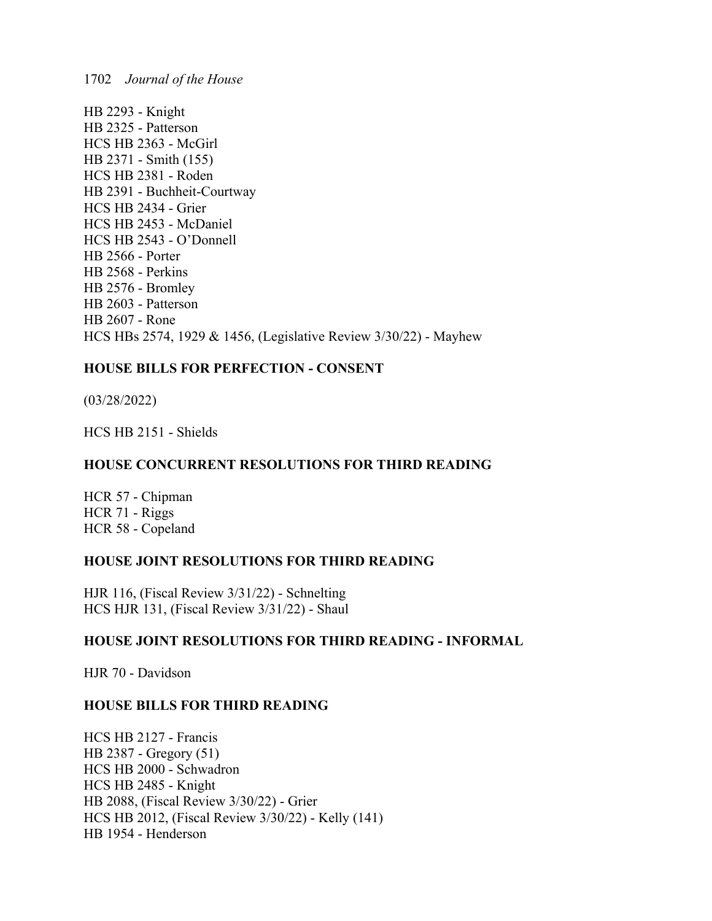HB 2293 - Knight
HB 2325 - Patterson
HCS HB 2363 - McGirl
HB 2371 - Smith (155)
HCS HB 2381 - Roden
HB 2391 - Buchheit-Courtway
HCS HB 2434 - Grier
HCS HB 2453 - McDaniel
HCS HB 2543 - O'Donnell
HB 2566 - Porter
HB 2568 - Perkins
HB 2576 - Bromley
HB 2603 - Patterson
HB 2607 - Rone
HCS HBs 2574, 1929 & 1456, (Legislative Review 3/30/22) - Mayhew

**HOUSE BILLS FOR PERFECTION - CONSENT**

(03/28/2022)

HCS HB 2151 - Shields

**HOUSE CONCURRENT RESOLUTIONS FOR THIRD READING**

HCR 57 - Chipman
HCR 71 - Riggs
HCR 58 - Copeland

**HOUSE JOINT RESOLUTIONS FOR THIRD READING**

HJR 116, (Fiscal Review 3/31/22) - Schnelting
HCS HJR 131, (Fiscal Review 3/31/22) - Shaul

**HOUSE JOINT RESOLUTIONS FOR THIRD READING - INFORMAL**

HJR 70 - Davidson

**HOUSE BILLS FOR THIRD READING**

HCS HB 2127 - Francis
HB 2387 - Gregory (51)
HCS HB 2000 - Schwadron
HCS HB 2485 - Knight
HB 2088, (Fiscal Review 3/30/22) - Grier
HCS HB 2012, (Fiscal Review 3/30/22) - Kelly (141)
HB 1954 - Henderson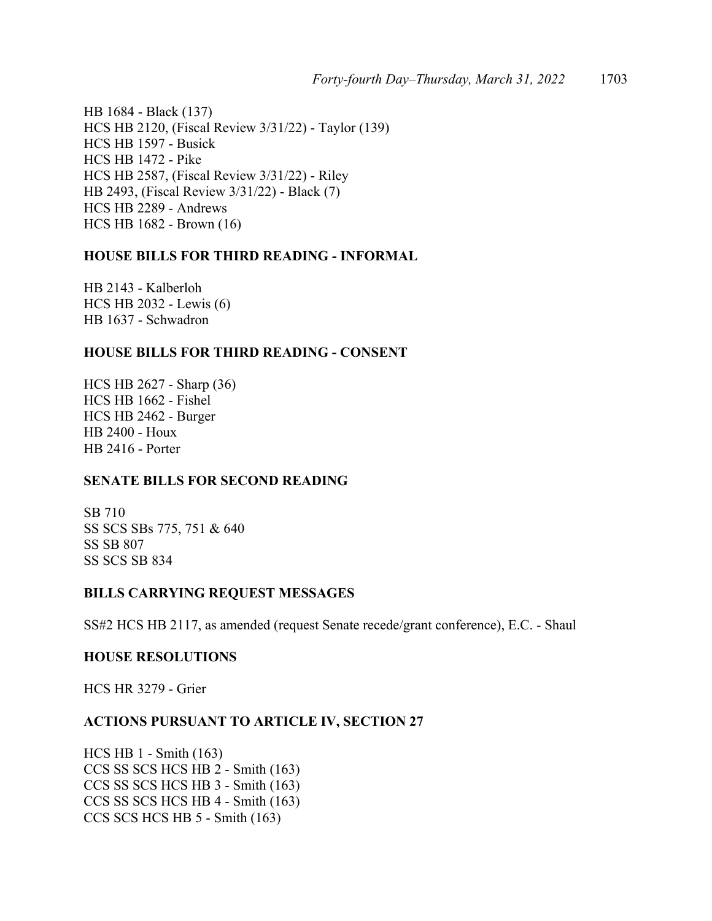HB 1684 - Black (137)
HCS HB 2120, (Fiscal Review 3/31/22) - Taylor (139)
HCS HB 1597 - Busick
HCS HB 1472 - Pike
HCS HB 2587, (Fiscal Review 3/31/22) - Riley
HB 2493, (Fiscal Review 3/31/22) - Black (7)
HCS HB 2289 - Andrews
HCS HB 1682 - Brown (16)

**HOUSE BILLS FOR THIRD READING - INFORMAL**

HB 2143 - Kalberloh
HCS HB 2032 - Lewis (6)
HB 1637 - Schwadron

**HOUSE BILLS FOR THIRD READING - CONSENT**

HCS HB 2627 - Sharp (36)
HCS HB 1662 - Fishel
HCS HB 2462 - Burger
HB 2400 - Houx
HB 2416 - Porter

**SENATE BILLS FOR SECOND READING**

SB 710
SS SCS SBs 775, 751 & 640
SS SB 807
SS SCS SB 834

**BILLS CARRYING REQUEST MESSAGES**

SS#2 HCS HB 2117, as amended (request Senate recede/grant conference), E.C. - Shaul

**HOUSE RESOLUTIONS**

HCS HR 3279 - Grier

**ACTIONS PURSUANT TO ARTICLE IV, SECTION 27**

HCS HB 1 - Smith (163)
CCS SS SCS HCS HB 2 - Smith (163)
CCS SS SCS HCS HB 3 - Smith (163)
CCS SS SCS HCS HB 4 - Smith (163)
CCS SCS HCS HB 5 - Smith (163)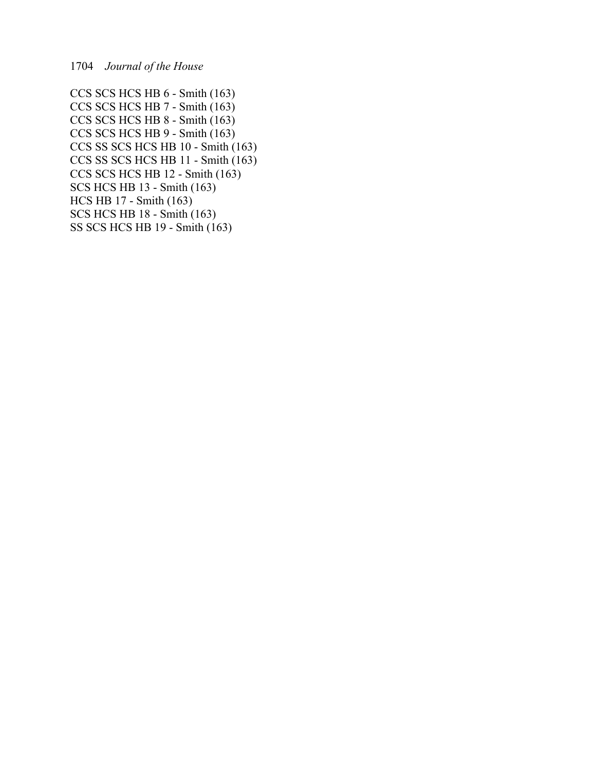CCS SCS HCS HB 6 - Smith (163)
CCS SCS HCS HB 7 - Smith (163)
CCS SCS HCS HB 8 - Smith (163)
CCS SCS HCS HB 9 - Smith (163)
CCS SS SCS HCS HB 10 - Smith (163)
CCS SS SCS HCS HB 11 - Smith (163)
CCS SCS HCS HB 12 - Smith (163)
SCS HCS HB 13 - Smith (163)
HCS HB 17 - Smith (163)
SCS HCS HB 18 - Smith (163)
SS SCS HCS HB 19 - Smith (163)